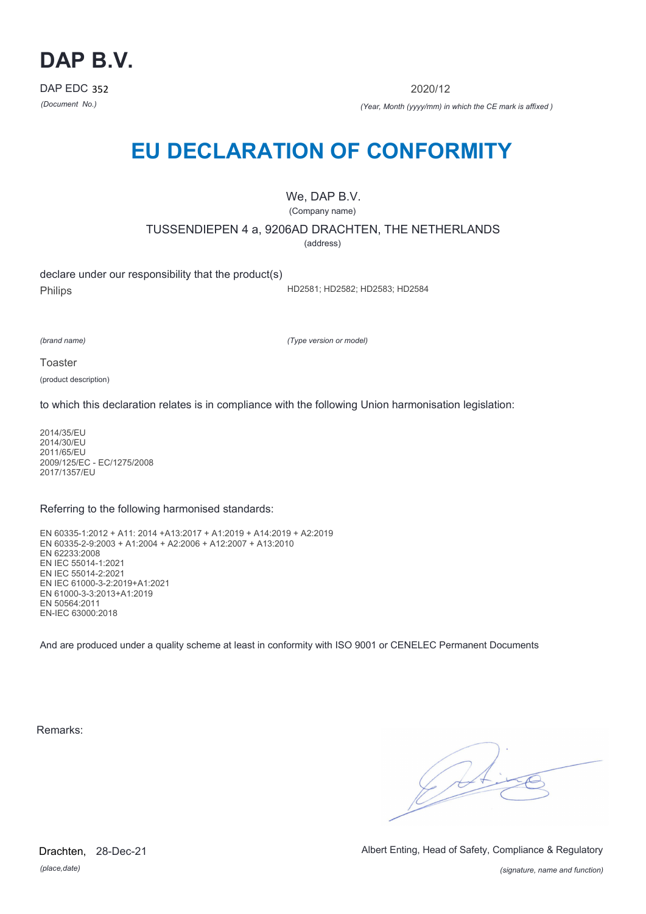# DAP B.V.

DAP EDC 352

*(Document No.)*

2020/12

*(Year, Month (yyyy/mm) in which the CE mark is affixed )*

## EU DECLARATION OF CONFORMITY

We, DAP B.V.

(Company name)

TUSSENDIEPEN 4 a, 9206AD DRACHTEN, THE NETHERLANDS

(address)

declare under our responsibility that the product(s)

Philips

*(brand name)*

HD2581; HD2582; HD2583; HD2584

*(Type version or model)*

Toaster

(product description)

to which this declaration relates is in compliance with the following Union harmonisation legislation:

2014/35/EU
2014/30/EU
2011/65/EU
2009/125/EC - EC/1275/2008
2017/1357/EU

Referring to the following harmonised standards:

EN 60335-1:2012 + A11: 2014 +A13:2017 + A1:2019 + A14:2019 + A2:2019
EN 60335-2-9:2003 + A1:2004 + A2:2006 + A12:2007 + A13:2010
EN 62233:2008
EN IEC 55014-1:2021
EN IEC 55014-2:2021
EN IEC 61000-3-2:2019+A1:2021
EN 61000-3-3:2013+A1:2019
EN 50564:2011
EN-IEC 63000:2018

And are produced under a quality scheme at least in conformity with ISO 9001 or CENELEC Permanent Documents

Remarks:

Drachten, 28-Dec-21

*(place,date)*

Albert Enting, Head of Safety, Compliance & Regulatory

*(signature, name and function)*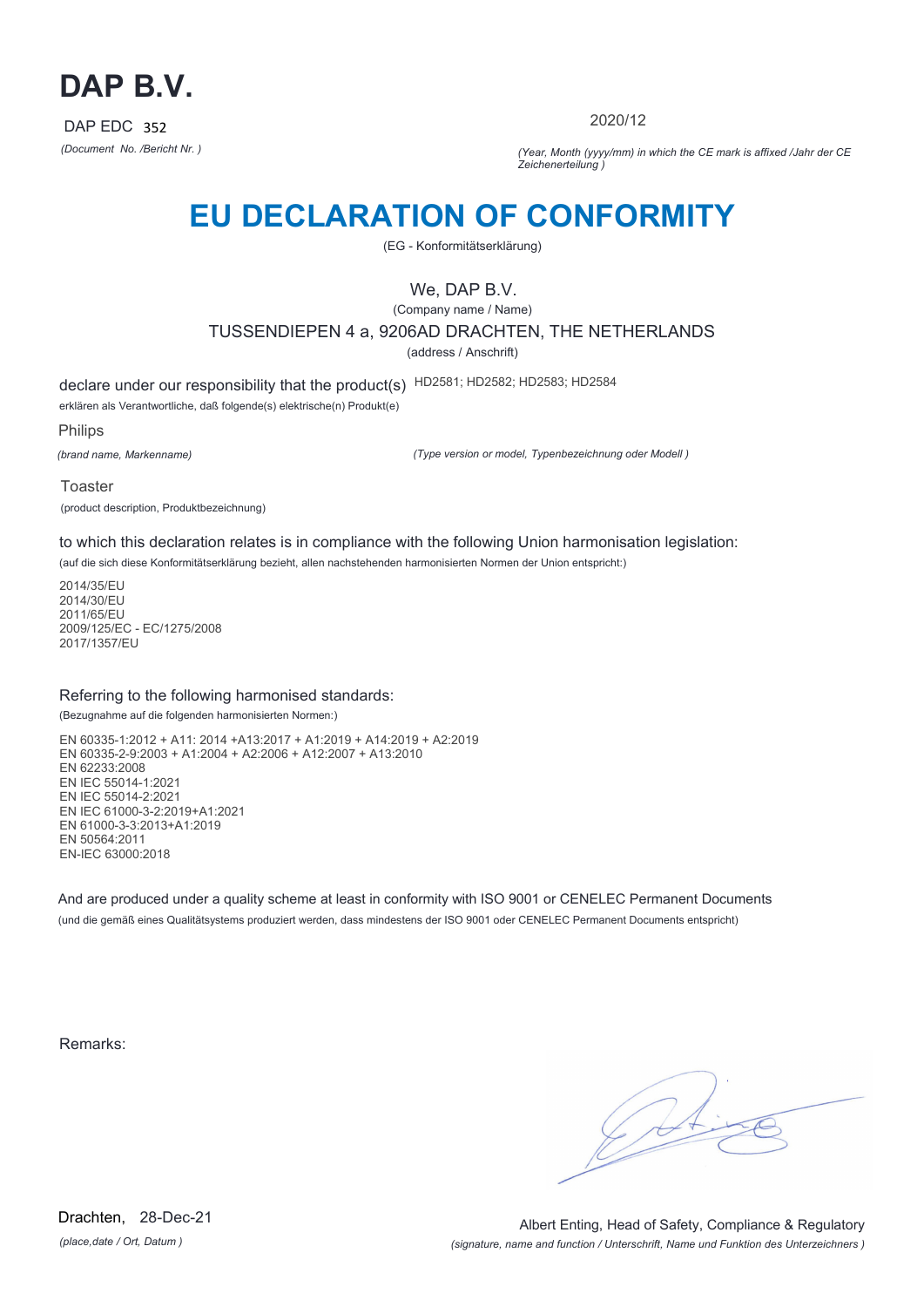# DAP B.V.

DAP EDC 352

*(Document No. /Bericht Nr. )*

2020/12

*(Year, Month (yyyy/mm) in which the CE mark is affixed /Jahr der CE Zeichenerteilung )*

# EU DECLARATION OF CONFORMITY

(EG - Konformitätserklärung)

We, DAP B.V.

(Company name / Name)

TUSSENDIEPEN 4 a, 9206AD DRACHTEN, THE NETHERLANDS

(address / Anschrift)

declare under our responsibility that the product(s) HD2581; HD2582; HD2583; HD2584

erklären als Verantwortliche, daß folgende(s) elektrische(n) Produkt(e)

Philips

*(brand name, Markenname)*

*(Type version or model, Typenbezeichnung oder Modell )*

Toaster

(product description, Produktbezeichnung)

to which this declaration relates is in compliance with the following Union harmonisation legislation:

(auf die sich diese Konformitätserklärung bezieht, allen nachstehenden harmonisierten Normen der Union entspricht:)

2014/35/EU
2014/30/EU
2011/65/EU
2009/125/EC - EC/1275/2008
2017/1357/EU

Referring to the following harmonised standards:

(Bezugnahme auf die folgenden harmonisierten Normen:)

EN 60335-1:2012 + A11: 2014 +A13:2017 + A1:2019 + A14:2019 + A2:2019
EN 60335-2-9:2003 + A1:2004 + A2:2006 + A12:2007 + A13:2010
EN 62233:2008
EN IEC 55014-1:2021
EN IEC 55014-2:2021
EN IEC 61000-3-2:2019+A1:2021
EN 61000-3-3:2013+A1:2019
EN 50564:2011
EN-IEC 63000:2018

And are produced under a quality scheme at least in conformity with ISO 9001 or CENELEC Permanent Documents

(und die gemäß eines Qualitätsystems produziert werden, dass mindestens der ISO 9001 oder CENELEC Permanent Documents entspricht)

Remarks:

Drachten, 28-Dec-21

*(place,date / Ort, Datum )*

Albert Enting, Head of Safety, Compliance & Regulatory

*(signature, name and function / Unterschrift, Name und Funktion des Unterzeichners )*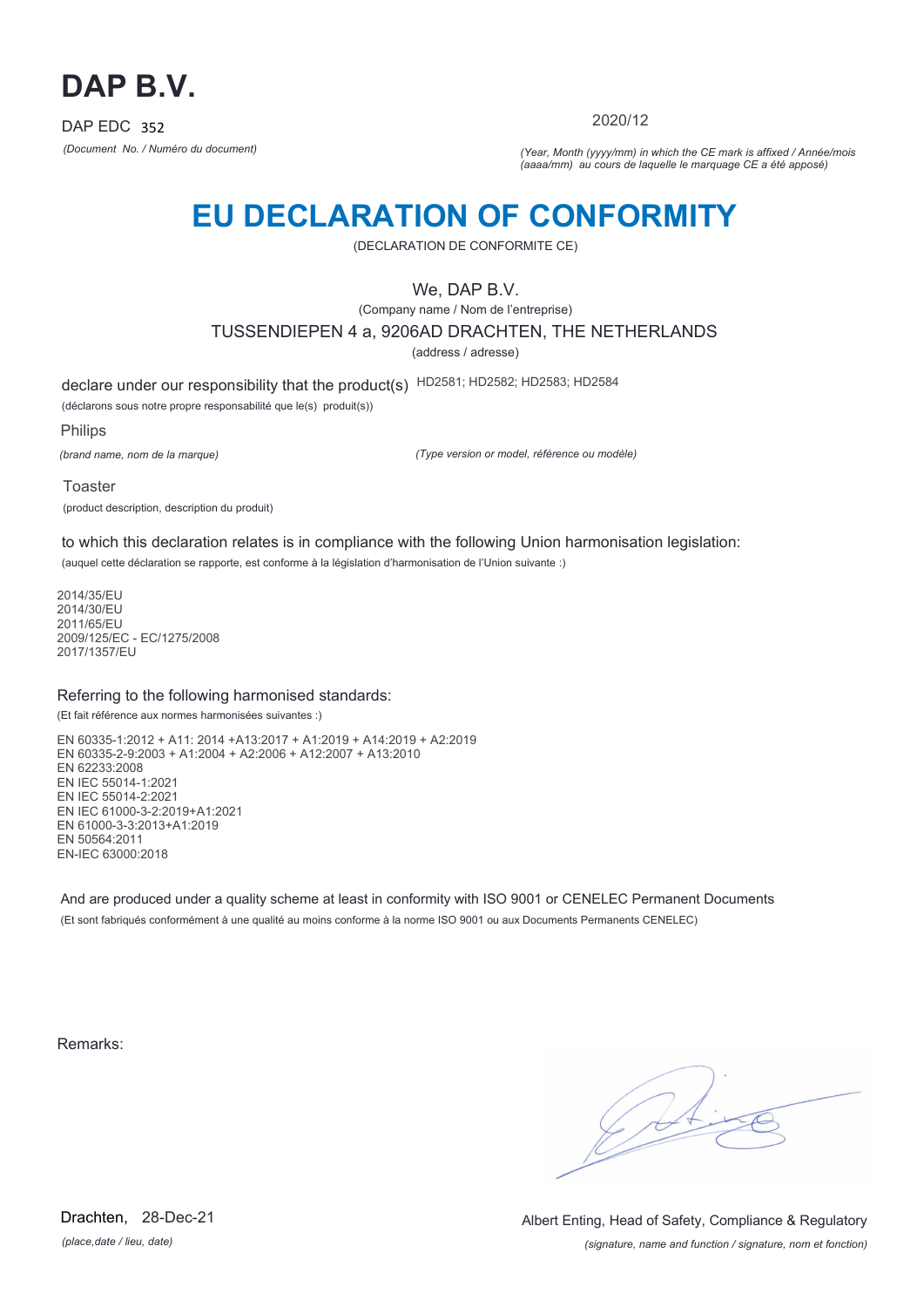# DAP B.V.

DAP EDC 352

*(Document No. / Numéro du document)*

2020/12

*(Year, Month (yyyy/mm) in which the CE mark is affixed / Année/mois (aaaa/mm) au cours de laquelle le marquage CE a été apposé)*

# EU DECLARATION OF CONFORMITY

(DECLARATION DE CONFORMITE CE)

We, DAP B.V.

(Company name / Nom de l'entreprise)

TUSSENDIEPEN 4 a, 9206AD DRACHTEN, THE NETHERLANDS

(address / adresse)

declare under our responsibility that the product(s) HD2581; HD2582; HD2583; HD2584

(déclarons sous notre propre responsabilité que le(s) produit(s))

Philips

*(brand name, nom de la marque)*

*(Type version or model, référence ou modèle)*

Toaster

(product description, description du produit)

to which this declaration relates is in compliance with the following Union harmonisation legislation:

(auquel cette déclaration se rapporte, est conforme à la législation d'harmonisation de l'Union suivante :)

2014/35/EU
2014/30/EU
2011/65/EU
2009/125/EC - EC/1275/2008
2017/1357/EU

Referring to the following harmonised standards:

(Et fait référence aux normes harmonisées suivantes :)

EN 60335-1:2012 + A11: 2014 +A13:2017 + A1:2019 + A14:2019 + A2:2019
EN 60335-2-9:2003 + A1:2004 + A2:2006 + A12:2007 + A13:2010
EN 62233:2008
EN IEC 55014-1:2021
EN IEC 55014-2:2021
EN IEC 61000-3-2:2019+A1:2021
EN 61000-3-3:2013+A1:2019
EN 50564:2011
EN-IEC 63000:2018

And are produced under a quality scheme at least in conformity with ISO 9001 or CENELEC Permanent Documents

(Et sont fabriqués conformément à une qualité au moins conforme à la norme ISO 9001 ou aux Documents Permanents CENELEC)

Remarks:

Drachten, 28-Dec-21

*(place,date / lieu, date)*

Albert Enting, Head of Safety, Compliance & Regulatory

*(signature, name and function / signature, nom et fonction)*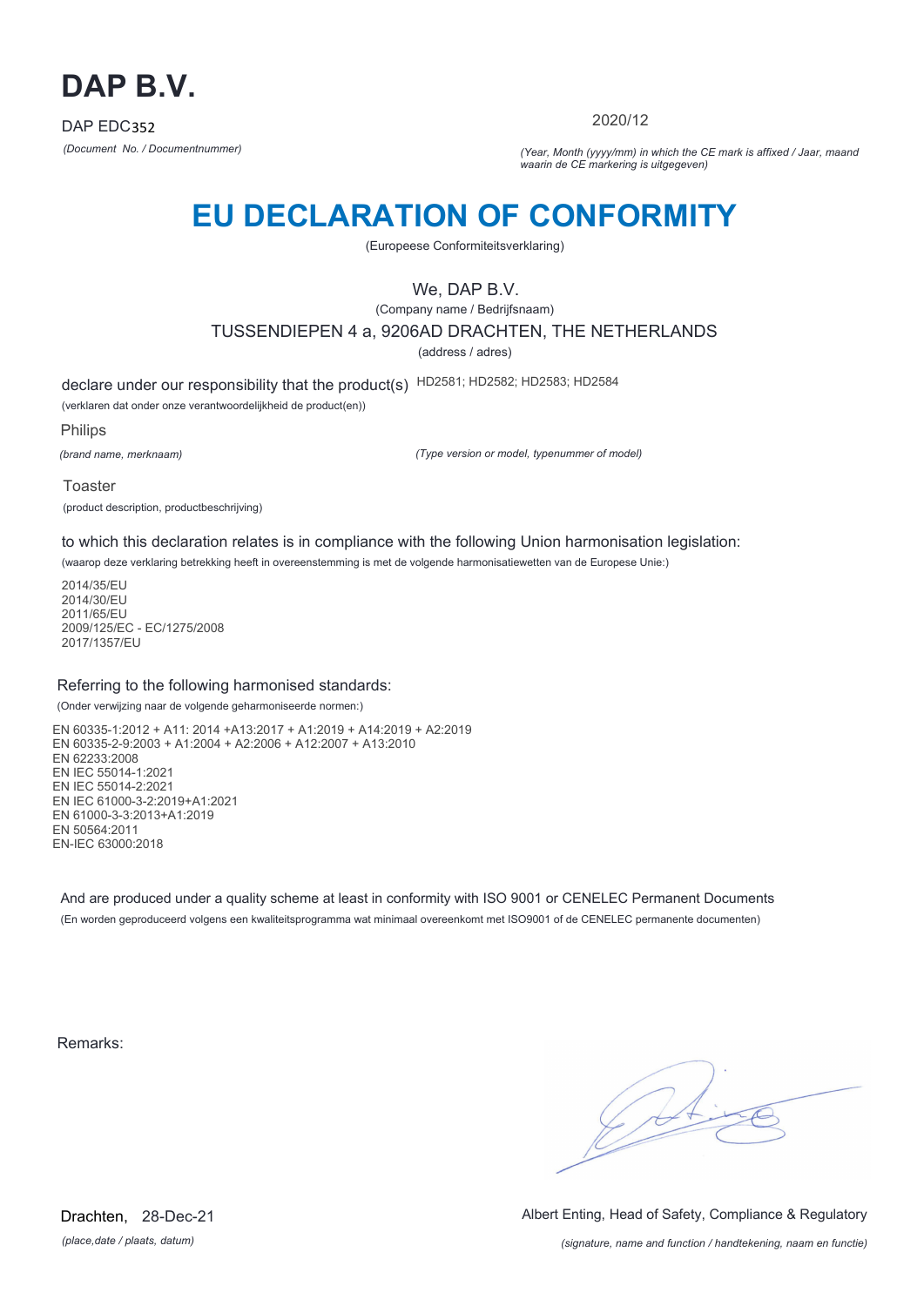# DAP B.V.

DAP EDC352

*(Document No. / Documentnummer)*

2020/12

*(Year, Month (yyyy/mm) in which the CE mark is affixed / Jaar, maand waarin de CE markering is uitgegeven)*

# EU DECLARATION OF CONFORMITY

(Europeese Conformiteitsverklaring)

We, DAP B.V.

(Company name / Bedrijfsnaam)

TUSSENDIEPEN 4 a, 9206AD DRACHTEN, THE NETHERLANDS

(address / adres)

declare under our responsibility that the product(s) HD2581; HD2582; HD2583; HD2584

(verklaren dat onder onze verantwoordelijkheid de product(en))

Philips

*(brand name, merknaam)*

*(Type version or model, typenummer of model)*

Toaster

(product description, productbeschrijving)

to which this declaration relates is in compliance with the following Union harmonisation legislation:

(waarop deze verklaring betrekking heeft in overeenstemming is met de volgende harmonisatiewetten van de Europese Unie:)

2014/35/EU
2014/30/EU
2011/65/EU
2009/125/EC - EC/1275/2008
2017/1357/EU

Referring to the following harmonised standards:

(Onder verwijzing naar de volgende geharmoniseerde normen:)

EN 60335-1:2012 + A11: 2014 +A13:2017 + A1:2019 + A14:2019 + A2:2019
EN 60335-2-9:2003 + A1:2004 + A2:2006 + A12:2007 + A13:2010
EN 62233:2008
EN IEC 55014-1:2021
EN IEC 55014-2:2021
EN IEC 61000-3-2:2019+A1:2021
EN 61000-3-3:2013+A1:2019
EN 50564:2011
EN-IEC 63000:2018

And are produced under a quality scheme at least in conformity with ISO 9001 or CENELEC Permanent Documents

(En worden geproduceerd volgens een kwaliteitsprogramma wat minimaal overeenkomt met ISO9001 of de CENELEC permanente documenten)

Remarks:

Drachten, 28-Dec-21

*(place,date / plaats, datum)*

Albert Enting, Head of Safety, Compliance & Regulatory

*(signature, name and function / handtekening, naam en functie)*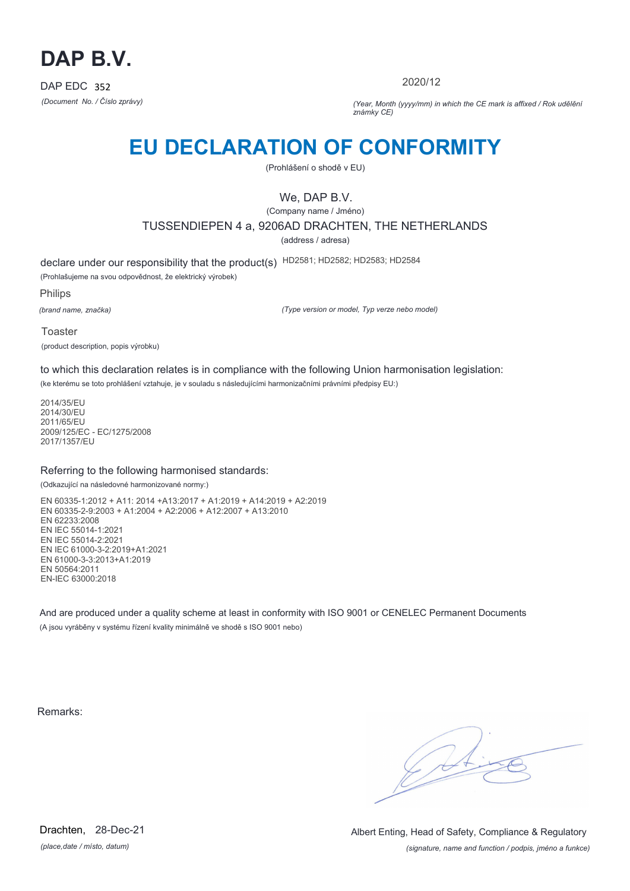# DAP B.V.

DAP EDC 352

*(Document No. / Číslo zprávy)*

2020/12

*(Year, Month (yyyy/mm) in which the CE mark is affixed / Rok udělění známky CE)*

# EU DECLARATION OF CONFORMITY

(Prohlášení o shodě v EU)

We, DAP B.V.

(Company name / Jméno)

TUSSENDIEPEN 4 a, 9206AD DRACHTEN, THE NETHERLANDS

(address / adresa)

declare under our responsibility that the product(s) HD2581; HD2582; HD2583; HD2584

(Prohlašujeme na svou odpovědnost, že elektrický výrobek)

Philips

*(brand name, značka)*

*(Type version or model, Typ verze nebo model)*

Toaster

(product description, popis výrobku)

to which this declaration relates is in compliance with the following Union harmonisation legislation:

(ke kterému se toto prohlášení vztahuje, je v souladu s následujícími harmonizačními právními předpisy EU:)

2014/35/EU
2014/30/EU
2011/65/EU
2009/125/EC - EC/1275/2008
2017/1357/EU

Referring to the following harmonised standards:

(Odkazující na následovné harmonizované normy:)

EN 60335-1:2012 + A11: 2014 +A13:2017 + A1:2019 + A14:2019 + A2:2019
EN 60335-2-9:2003 + A1:2004 + A2:2006 + A12:2007 + A13:2010
EN 62233:2008
EN IEC 55014-1:2021
EN IEC 55014-2:2021
EN IEC 61000-3-2:2019+A1:2021
EN 61000-3-3:2013+A1:2019
EN 50564:2011
EN-IEC 63000:2018

And are produced under a quality scheme at least in conformity with ISO 9001 or CENELEC Permanent Documents

(A jsou vyráběny v systému řízení kvality minimálně ve shodě s ISO 9001 nebo)

Remarks:

Drachten, 28-Dec-21

*(place,date / místo, datum)*

Albert Enting, Head of Safety, Compliance & Regulatory

*(signature, name and function / podpis, jméno a funkce)*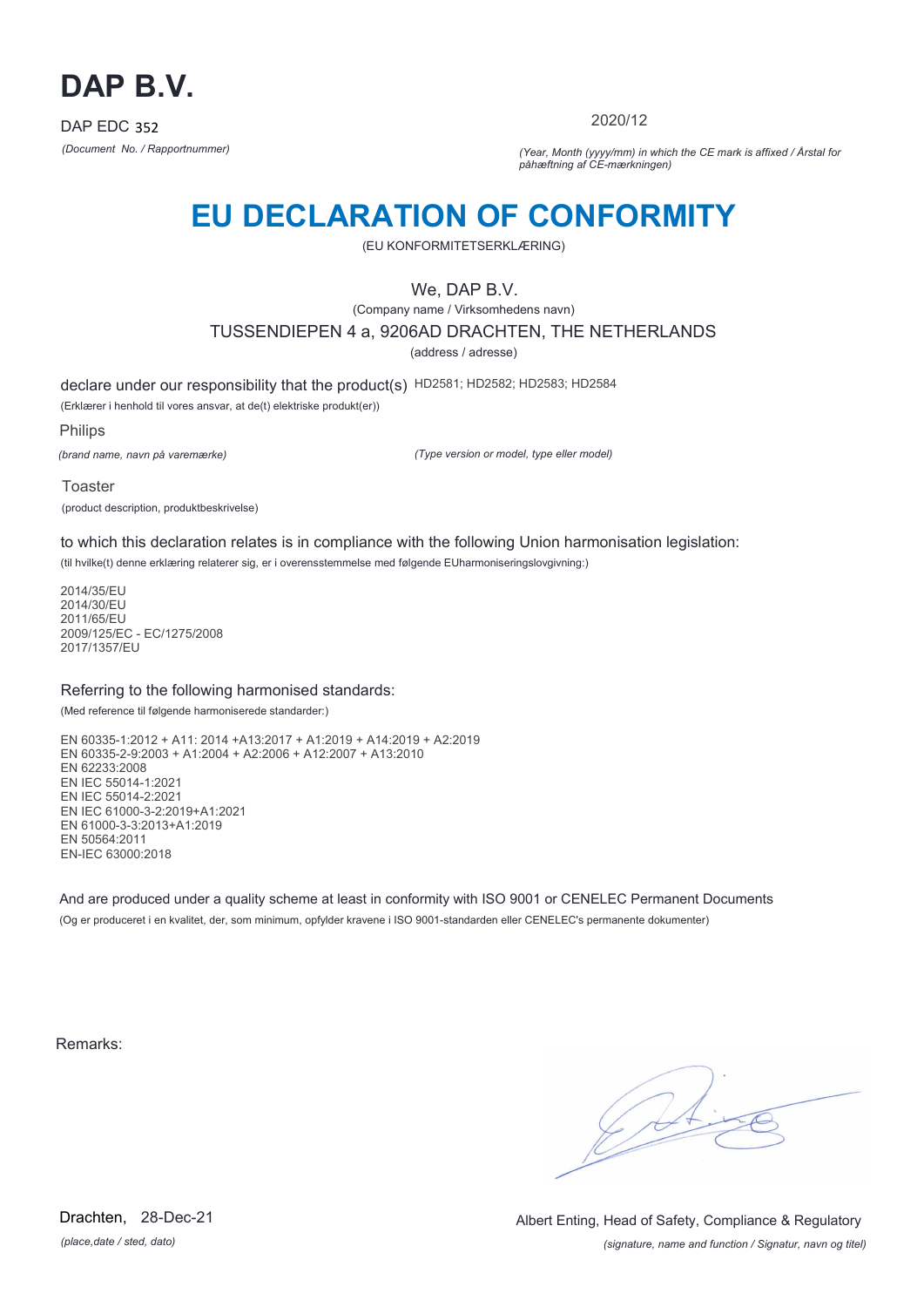# DAP B.V.

DAP EDC 352

*(Document No. / Rapportnummer)*

2020/12

*(Year, Month (yyyy/mm) in which the CE mark is affixed / Årstal for påhæftning af CE-mærkningen)*

# EU DECLARATION OF CONFORMITY

(EU KONFORMITETSERKLÆRING)

We, DAP B.V.

(Company name / Virksomhedens navn)

TUSSENDIEPEN 4 a, 9206AD DRACHTEN, THE NETHERLANDS

(address / adresse)

declare under our responsibility that the product(s) HD2581; HD2582; HD2583; HD2584

(Erklærer i henhold til vores ansvar, at de(t) elektriske produkt(er))

Philips

*(brand name, navn på varemærke)*

*(Type version or model, type eller model)*

Toaster

(product description, produktbeskrivelse)

to which this declaration relates is in compliance with the following Union harmonisation legislation:

(til hvilke(t) denne erklæring relaterer sig, er i overensstemmelse med følgende EUharmoniseringslovgivning:)

2014/35/EU
2014/30/EU
2011/65/EU
2009/125/EC - EC/1275/2008
2017/1357/EU

Referring to the following harmonised standards:

(Med reference til følgende harmoniserede standarder:)

EN 60335-1:2012 + A11: 2014 +A13:2017 + A1:2019 + A14:2019 + A2:2019
EN 60335-2-9:2003 + A1:2004 + A2:2006 + A12:2007 + A13:2010
EN 62233:2008
EN IEC 55014-1:2021
EN IEC 55014-2:2021
EN IEC 61000-3-2:2019+A1:2021
EN 61000-3-3:2013+A1:2019
EN 50564:2011
EN-IEC 63000:2018

And are produced under a quality scheme at least in conformity with ISO 9001 or CENELEC Permanent Documents

(Og er produceret i en kvalitet, der, som minimum, opfylder kravene i ISO 9001-standarden eller CENELEC's permanente dokumenter)

Remarks:

Drachten, 28-Dec-21

*(place,date / sted, dato)*

Albert Enting, Head of Safety, Compliance & Regulatory

*(signature, name and function / Signatur, navn og titel)*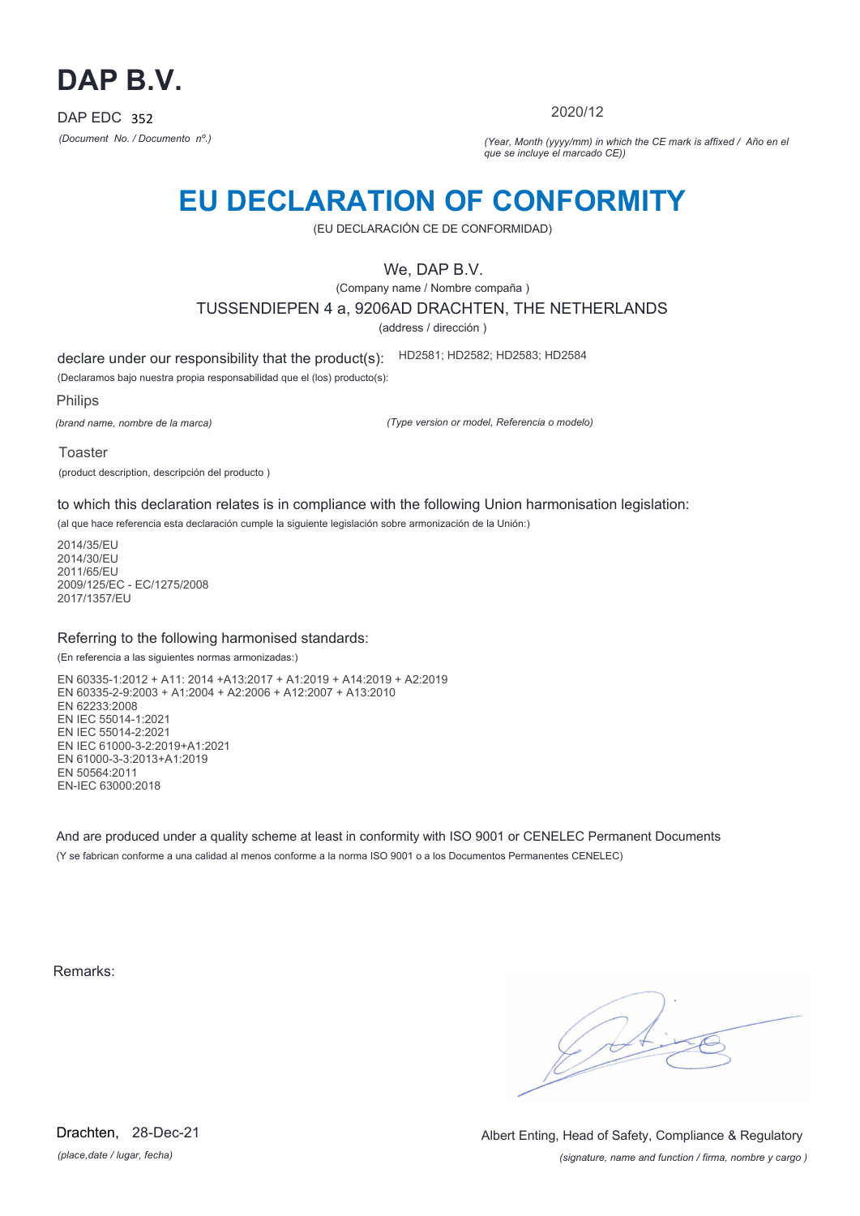# DAP B.V.

DAP EDC 352

*(Document No. / Documento nº.)*

2020/12

*(Year, Month (yyyy/mm) in which the CE mark is affixed / Año en el que se incluye el marcado CE))*

# EU DECLARATION OF CONFORMITY

(EU DECLARACIÓN CE DE CONFORMIDAD)

We, DAP B.V.

(Company name / Nombre compaña )

TUSSENDIEPEN 4 a, 9206AD DRACHTEN, THE NETHERLANDS

(address / dirección )

declare under our responsibility that the product(s): HD2581; HD2582; HD2583; HD2584

(Declaramos bajo nuestra propia responsabilidad que el (los) producto(s):

Philips

*(brand name, nombre de la marca)*

*(Type version or model, Referencia o modelo)*

Toaster

(product description, descripción del producto )

to which this declaration relates is in compliance with the following Union harmonisation legislation:

(al que hace referencia esta declaración cumple la siguiente legislación sobre armonización de la Unión:)

2014/35/EU
2014/30/EU
2011/65/EU
2009/125/EC - EC/1275/2008
2017/1357/EU

Referring to the following harmonised standards:

(En referencia a las siguientes normas armonizadas:)

EN 60335-1:2012 + A11: 2014 +A13:2017 + A1:2019 + A14:2019 + A2:2019
EN 60335-2-9:2003 + A1:2004 + A2:2006 + A12:2007 + A13:2010
EN 62233:2008
EN IEC 55014-1:2021
EN IEC 55014-2:2021
EN IEC 61000-3-2:2019+A1:2021
EN 61000-3-3:2013+A1:2019
EN 50564:2011
EN-IEC 63000:2018

And are produced under a quality scheme at least in conformity with ISO 9001 or CENELEC Permanent Documents

(Y se fabrican conforme a una calidad al menos conforme a la norma ISO 9001 o a los Documentos Permanentes CENELEC)

Remarks:

Drachten, 28-Dec-21

*(place,date / lugar, fecha)*

Albert Enting, Head of Safety, Compliance & Regulatory

*(signature, name and function / firma, nombre y cargo )*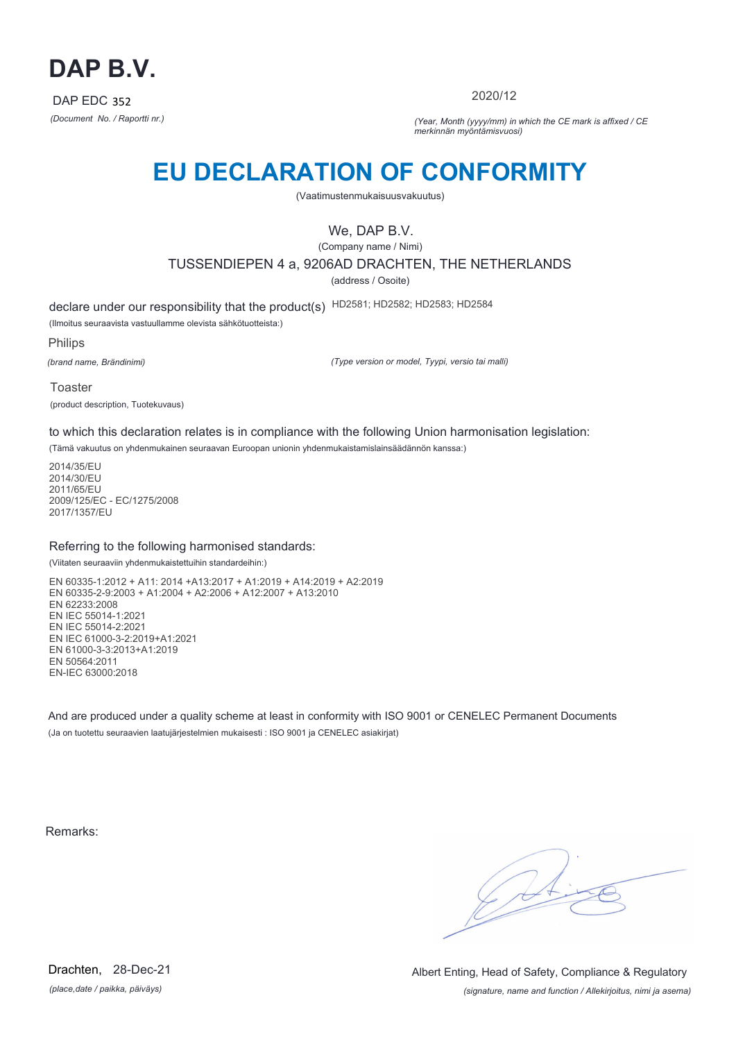# DAP B.V.

DAP EDC 352

*(Document No. / Raportti nr.)*

2020/12

*(Year, Month (yyyy/mm) in which the CE mark is affixed / CE merkinnän myöntämisvuosi)*

# EU DECLARATION OF CONFORMITY

(Vaatimustenmukaisuusvakuutus)

We, DAP B.V.

(Company name / Nimi)

TUSSENDIEPEN 4 a, 9206AD DRACHTEN, THE NETHERLANDS

(address / Osoite)

declare under our responsibility that the product(s) HD2581; HD2582; HD2583; HD2584

(Ilmoitus seuraavista vastuullamme olevista sähkötuotteista:)

Philips

*(brand name, Brändinimi)*

*(Type version or model, Tyypi, versio tai malli)*

Toaster

(product description, Tuotekuvaus)

to which this declaration relates is in compliance with the following Union harmonisation legislation:

(Tämä vakuutus on yhdenmukainen seuraavan Euroopan unionin yhdenmukaistamislainsäädännön kanssa:)

2014/35/EU
2014/30/EU
2011/65/EU
2009/125/EC - EC/1275/2008
2017/1357/EU

Referring to the following harmonised standards:

(Viitaten seuraaviin yhdenmukaistettuihin standardeihin:)

EN 60335-1:2012 + A11: 2014 +A13:2017 + A1:2019 + A14:2019 + A2:2019
EN 60335-2-9:2003 + A1:2004 + A2:2006 + A12:2007 + A13:2010
EN 62233:2008
EN IEC 55014-1:2021
EN IEC 55014-2:2021
EN IEC 61000-3-2:2019+A1:2021
EN 61000-3-3:2013+A1:2019
EN 50564:2011
EN-IEC 63000:2018

And are produced under a quality scheme at least in conformity with ISO 9001 or CENELEC Permanent Documents

(Ja on tuotettu seuraavien laatujärjestelmien mukaisesti : ISO 9001 ja CENELEC asiakirjat)

Remarks:

Drachten, 28-Dec-21

*(place,date / paikka, päiväys)*

Albert Enting, Head of Safety, Compliance & Regulatory

*(signature, name and function / Allekirjoitus, nimi ja asema)*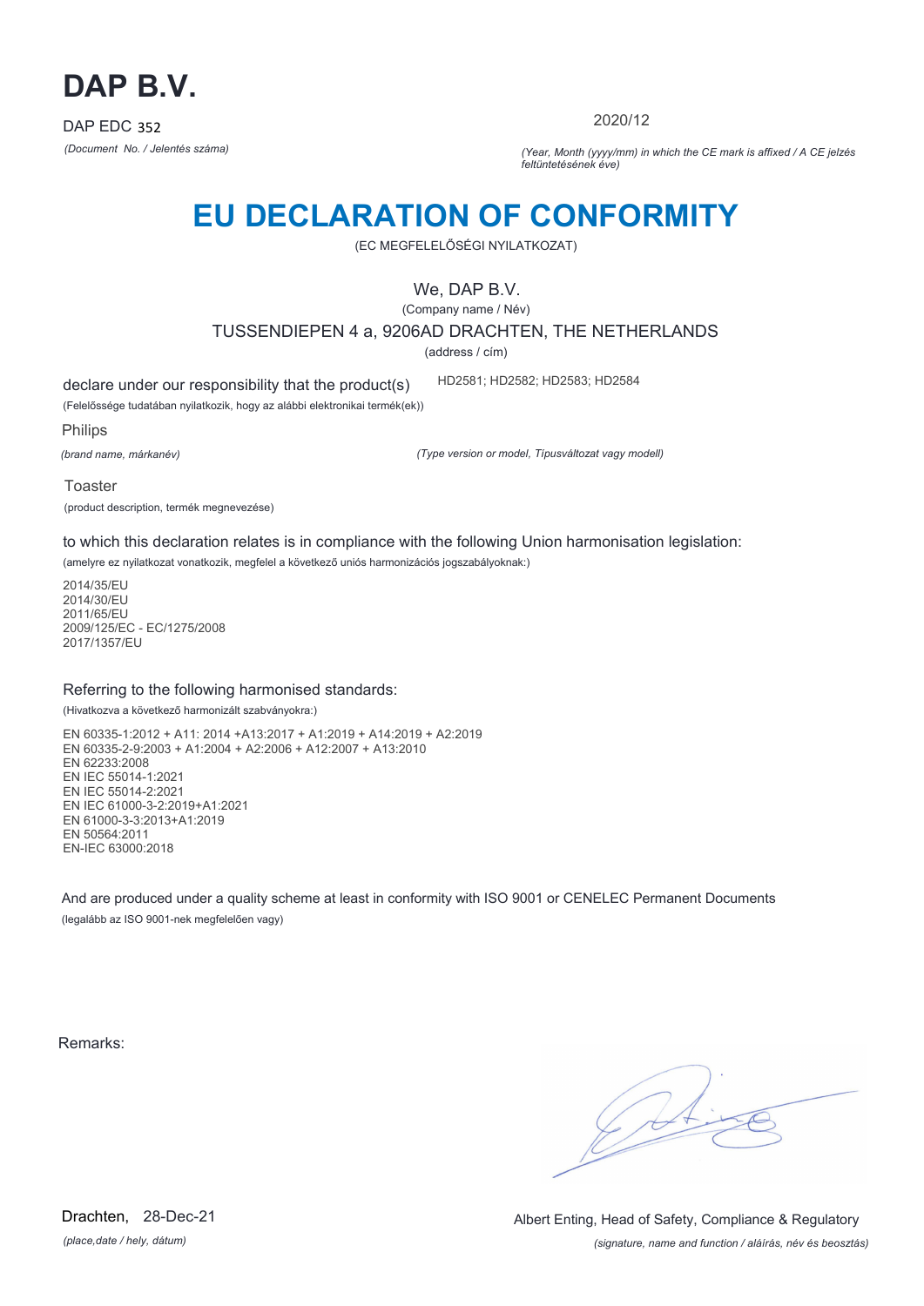# DAP B.V.

DAP EDC 352

*(Document No. / Jelentés száma)*

2020/12

*(Year, Month (yyyy/mm) in which the CE mark is affixed / A CE jelzés feltüntetésének éve)*

# EU DECLARATION OF CONFORMITY

(EC MEGFELELŐSÉGI NYILATKOZAT)

We, DAP B.V.

(Company name / Név)

TUSSENDIEPEN 4 a, 9206AD DRACHTEN, THE NETHERLANDS

(address / cím)

declare under our responsibility that the product(s) HD2581; HD2582; HD2583; HD2584

(Felelőssége tudatában nyilatkozik, hogy az alábbi elektronikai termék(ek))

Philips

*(brand name, márkanév)*

*(Type version or model, Típusváltozat vagy modell)*

Toaster

(product description, termék megnevezése)

to which this declaration relates is in compliance with the following Union harmonisation legislation:

(amelyre ez nyilatkozat vonatkozik, megfelel a következő uniós harmonizációs jogszabályoknak:)

2014/35/EU
2014/30/EU
2011/65/EU
2009/125/EC - EC/1275/2008
2017/1357/EU

Referring to the following harmonised standards:

(Hivatkozva a következő harmonizált szabványokra:)

EN 60335-1:2012 + A11: 2014 +A13:2017 + A1:2019 + A14:2019 + A2:2019
EN 60335-2-9:2003 + A1:2004 + A2:2006 + A12:2007 + A13:2010
EN 62233:2008
EN IEC 55014-1:2021
EN IEC 55014-2:2021
EN IEC 61000-3-2:2019+A1:2021
EN 61000-3-3:2013+A1:2019
EN 50564:2011
EN-IEC 63000:2018

And are produced under a quality scheme at least in conformity with ISO 9001 or CENELEC Permanent Documents

(legalább az ISO 9001-nek megfelelően vagy)

Remarks:

Drachten, 28-Dec-21

*(place,date / hely, dátum)*

Albert Enting, Head of Safety, Compliance & Regulatory

*(signature, name and function / aláírás, név és beosztás)*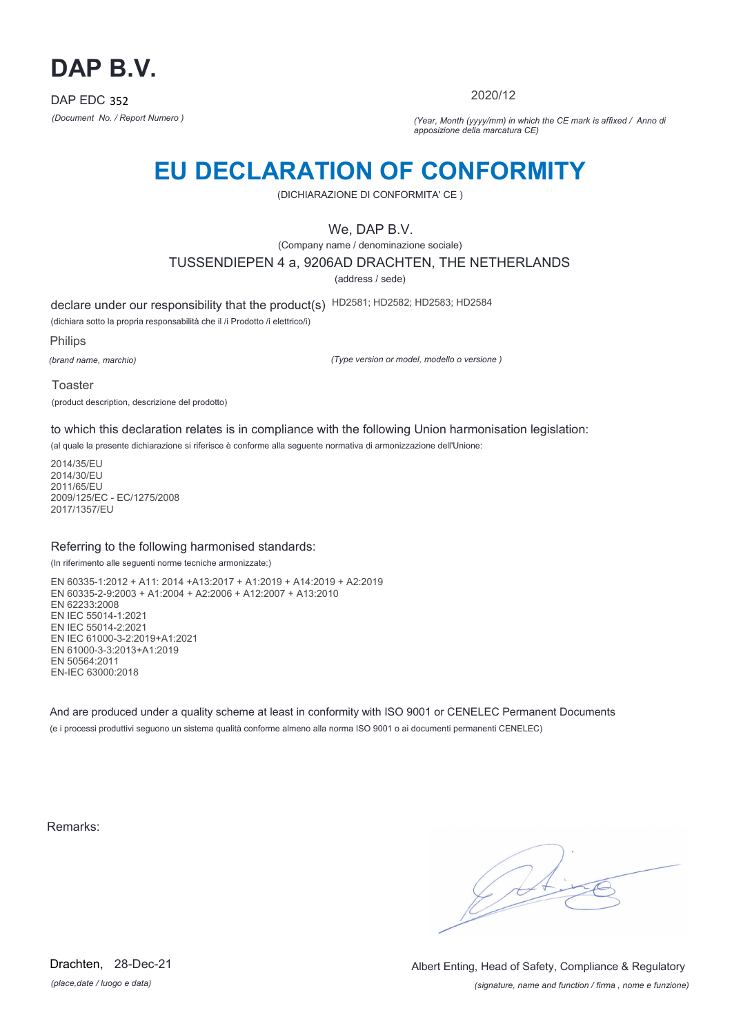# DAP B.V.

DAP EDC 352

*(Document No. / Report Numero )*

2020/12

*(Year, Month (yyyy/mm) in which the CE mark is affixed / Anno di apposizione della marcatura CE)*

# EU DECLARATION OF CONFORMITY

(DICHIARAZIONE DI CONFORMITA' CE )

We, DAP B.V.

(Company name / denominazione sociale)

TUSSENDIEPEN 4 a, 9206AD DRACHTEN, THE NETHERLANDS

(address / sede)

declare under our responsibility that the product(s) HD2581; HD2582; HD2583; HD2584

(dichiara sotto la propria responsabilità che il /i Prodotto /i elettrico/i)

Philips

*(brand name, marchio)*

*(Type version or model, modello o versione )*

Toaster

(product description, descrizione del prodotto)

to which this declaration relates is in compliance with the following Union harmonisation legislation:

(al quale la presente dichiarazione si riferisce è conforme alla seguente normativa di armonizzazione dell'Unione:

2014/35/EU
2014/30/EU
2011/65/EU
2009/125/EC - EC/1275/2008
2017/1357/EU

Referring to the following harmonised standards:

(In riferimento alle seguenti norme tecniche armonizzate:)

EN 60335-1:2012 + A11: 2014 +A13:2017 + A1:2019 + A14:2019 + A2:2019
EN 60335-2-9:2003 + A1:2004 + A2:2006 + A12:2007 + A13:2010
EN 62233:2008
EN IEC 55014-1:2021
EN IEC 55014-2:2021
EN IEC 61000-3-2:2019+A1:2021
EN 61000-3-3:2013+A1:2019
EN 50564:2011
EN-IEC 63000:2018

And are produced under a quality scheme at least in conformity with ISO 9001 or CENELEC Permanent Documents

(e i processi produttivi seguono un sistema qualità conforme almeno alla norma ISO 9001 o ai documenti permanenti CENELEC)

Remarks:

Drachten, 28-Dec-21

*(place,date / luogo e data)*

Albert Enting, Head of Safety, Compliance & Regulatory

*(signature, name and function / firma , nome e funzione)*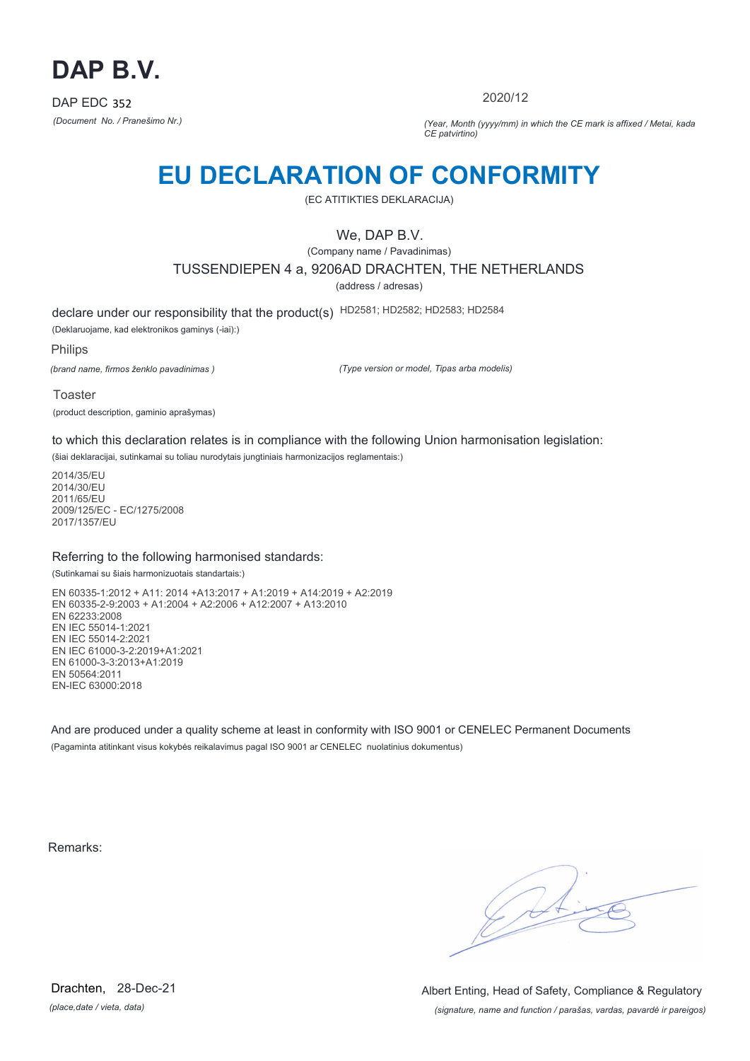# DAP B.V.

DAP EDC 352

*(Document No. / Pranešimo Nr.)*

2020/12

*(Year, Month (yyyy/mm) in which the CE mark is affixed / Metai, kada CE patvirtino)*

# EU DECLARATION OF CONFORMITY

(EC ATITIKTIES DEKLARACIJA)

We, DAP B.V.

(Company name / Pavadinimas)

TUSSENDIEPEN 4 a, 9206AD DRACHTEN, THE NETHERLANDS

(address / adresas)

declare under our responsibility that the product(s) HD2581; HD2582; HD2583; HD2584

(Deklaruojame, kad elektronikos gaminys (-iai):)

Philips

*(brand name, firmos ženklo pavadinimas )*

*(Type version or model, Tipas arba modelis)*

Toaster

(product description, gaminio aprašymas)

to which this declaration relates is in compliance with the following Union harmonisation legislation:

(šiai deklaracijai, sutinkamai su toliau nurodytais jungtiniais harmonizacijos reglamentais:)

2014/35/EU
2014/30/EU
2011/65/EU
2009/125/EC - EC/1275/2008
2017/1357/EU

Referring to the following harmonised standards:

(Sutinkamai su šiais harmonizuotais standartais:)

EN 60335-1:2012 + A11: 2014 +A13:2017 + A1:2019 + A14:2019 + A2:2019
EN 60335-2-9:2003 + A1:2004 + A2:2006 + A12:2007 + A13:2010
EN 62233:2008
EN IEC 55014-1:2021
EN IEC 55014-2:2021
EN IEC 61000-3-2:2019+A1:2021
EN 61000-3-3:2013+A1:2019
EN 50564:2011
EN-IEC 63000:2018

And are produced under a quality scheme at least in conformity with ISO 9001 or CENELEC Permanent Documents

(Pagaminta atitinkant visus kokybės reikalavimus pagal ISO 9001 ar CENELEC nuolatinius dokumentus)

Remarks:

Drachten, 28-Dec-21

*(place,date / vieta, data)*

Albert Enting, Head of Safety, Compliance & Regulatory

*(signature, name and function / parašas, vardas, pavardė ir pareigos)*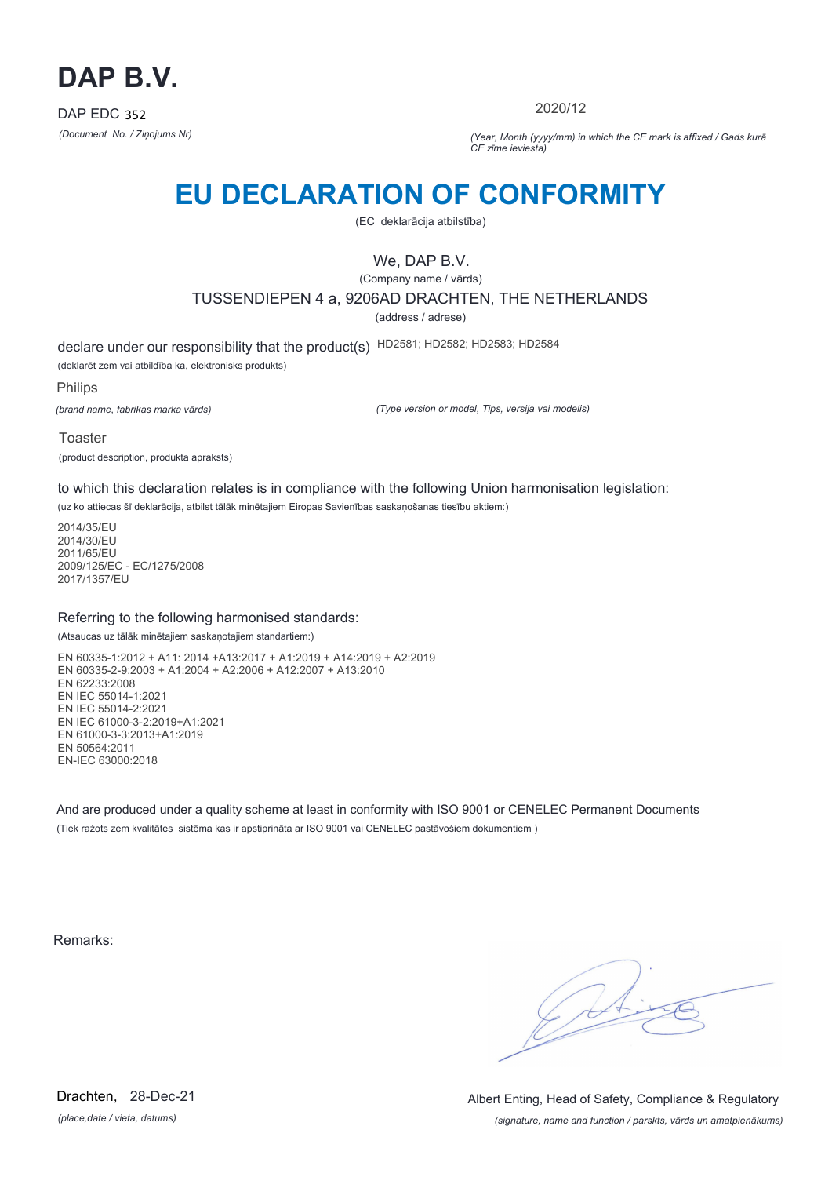# DAP B.V.

DAP EDC 352

*(Document No. / Ziņojums Nr)*

2020/12

*(Year, Month (yyyy/mm) in which the CE mark is affixed / Gads kurā CE zīme ieviesta)*

# EU DECLARATION OF CONFORMITY

(EC deklarācija atbilstība)

We, DAP B.V.

(Company name / vārds)

TUSSENDIEPEN 4 a, 9206AD DRACHTEN, THE NETHERLANDS

(address / adrese)

declare under our responsibility that the product(s) HD2581; HD2582; HD2583; HD2584

(deklarēt zem vai atbildība ka, elektronisks produkts)

Philips

*(brand name, fabrikas marka vārds)*

*(Type version or model, Tips, versija vai modelis)*

Toaster

(product description, produkta apraksts)

to which this declaration relates is in compliance with the following Union harmonisation legislation:

(uz ko attiecas šī deklarācija, atbilst tālāk minētajiem Eiropas Savienības saskaņošanas tiesību aktiem:)

2014/35/EU
2014/30/EU
2011/65/EU
2009/125/EC - EC/1275/2008
2017/1357/EU

Referring to the following harmonised standards:

(Atsaucas uz tālāk minētajiem saskaņotajiem standartiem:)

EN 60335-1:2012 + A11: 2014 +A13:2017 + A1:2019 + A14:2019 + A2:2019
EN 60335-2-9:2003 + A1:2004 + A2:2006 + A12:2007 + A13:2010
EN 62233:2008
EN IEC 55014-1:2021
EN IEC 55014-2:2021
EN IEC 61000-3-2:2019+A1:2021
EN 61000-3-3:2013+A1:2019
EN 50564:2011
EN-IEC 63000:2018

And are produced under a quality scheme at least in conformity with ISO 9001 or CENELEC Permanent Documents

(Tiek ražots zem kvalitātes sistēma kas ir apstiprināta ar ISO 9001 vai CENELEC pastāvošiem dokumentiem )

Remarks:

Drachten, 28-Dec-21

*(place,date / vieta, datums)*

Albert Enting, Head of Safety, Compliance & Regulatory

*(signature, name and function / parskts, vārds un amatpienākums)*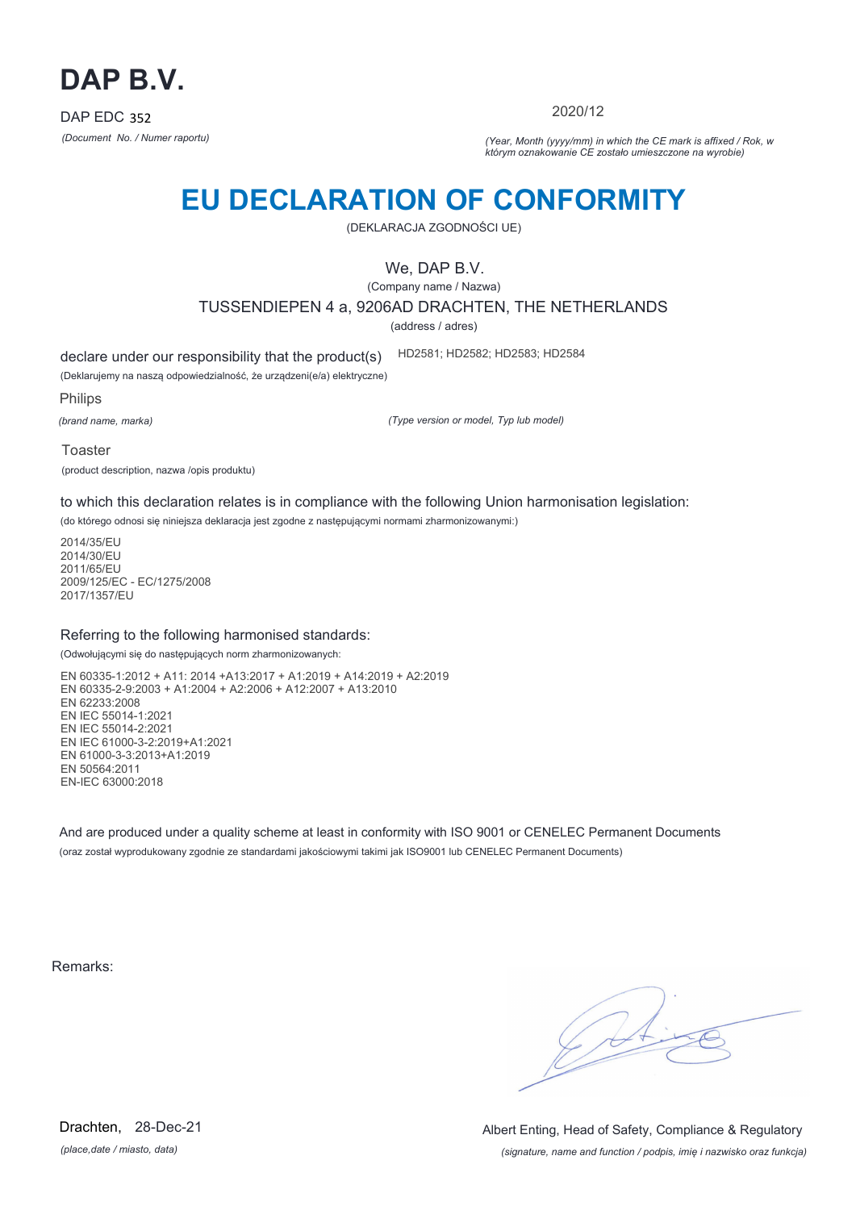# DAP B.V.

DAP EDC 352

*(Document No. / Numer raportu)*

2020/12

*(Year, Month (yyyy/mm) in which the CE mark is affixed / Rok, w którym oznakowanie CE zostało umieszczone na wyrobie)*

# EU DECLARATION OF CONFORMITY

(DEKLARACJA ZGODNOŚCI UE)

We, DAP B.V.

(Company name / Nazwa)

TUSSENDIEPEN 4 a, 9206AD DRACHTEN, THE NETHERLANDS

(address / adres)

declare under our responsibility that the product(s) HD2581; HD2582; HD2583; HD2584

(Deklarujemy na naszą odpowiedzialność, że urządzeni(e/a) elektryczne)

Philips

*(brand name, marka)* *(Type version or model, Typ lub model)*

Toaster

(product description, nazwa /opis produktu)

to which this declaration relates is in compliance with the following Union harmonisation legislation:

(do którego odnosi się niniejsza deklaracja jest zgodne z następującymi normami zharmonizowanymi:)

2014/35/EU
2014/30/EU
2011/65/EU
2009/125/EC - EC/1275/2008
2017/1357/EU

Referring to the following harmonised standards:

(Odwołującymi się do następujących norm zharmonizowanych:

EN 60335-1:2012 + A11: 2014 +A13:2017 + A1:2019 + A14:2019 + A2:2019
EN 60335-2-9:2003 + A1:2004 + A2:2006 + A12:2007 + A13:2010
EN 62233:2008
EN IEC 55014-1:2021
EN IEC 55014-2:2021
EN IEC 61000-3-2:2019+A1:2021
EN 61000-3-3:2013+A1:2019
EN 50564:2011
EN-IEC 63000:2018

And are produced under a quality scheme at least in conformity with ISO 9001 or CENELEC Permanent Documents

(oraz został wyprodukowany zgodnie ze standardami jakościowymi takimi jak ISO9001 lub CENELEC Permanent Documents)

Remarks:

Drachten, 28-Dec-21

*(place,date / miasto, data)*

Albert Enting, Head of Safety, Compliance & Regulatory

*(signature, name and function / podpis, imię i nazwisko oraz funkcja)*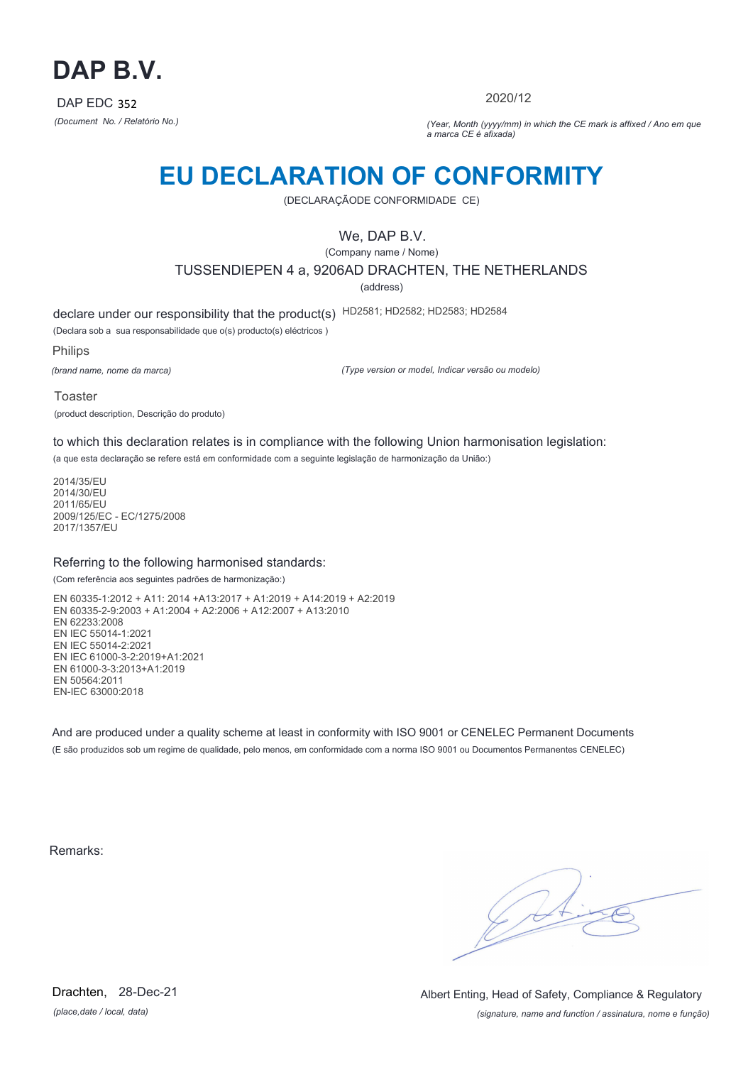# DAP B.V.

DAP EDC 352

*(Document No. / Relatório No.)*

2020/12

*(Year, Month (yyyy/mm) in which the CE mark is affixed / Ano em que a marca CE é afixada)*

# EU DECLARATION OF CONFORMITY

(DECLARAÇÃODE CONFORMIDADE CE)

We, DAP B.V.

(Company name / Nome)

TUSSENDIEPEN 4 a, 9206AD DRACHTEN, THE NETHERLANDS

(address)

declare under our responsibility that the product(s) HD2581; HD2582; HD2583; HD2584

(Declara sob a sua responsabilidade que o(s) producto(s) eléctricos )

Philips

*(brand name, nome da marca)*

*(Type version or model, Indicar versão ou modelo)*

Toaster

(product description, Descrição do produto)

to which this declaration relates is in compliance with the following Union harmonisation legislation:

(a que esta declaração se refere está em conformidade com a seguinte legislação de harmonização da União:)

2014/35/EU
2014/30/EU
2011/65/EU
2009/125/EC - EC/1275/2008
2017/1357/EU

Referring to the following harmonised standards:

(Com referência aos seguintes padrões de harmonização:)

EN 60335-1:2012 + A11: 2014 +A13:2017 + A1:2019 + A14:2019 + A2:2019
EN 60335-2-9:2003 + A1:2004 + A2:2006 + A12:2007 + A13:2010
EN 62233:2008
EN IEC 55014-1:2021
EN IEC 55014-2:2021
EN IEC 61000-3-2:2019+A1:2021
EN 61000-3-3:2013+A1:2019
EN 50564:2011
EN-IEC 63000:2018

And are produced under a quality scheme at least in conformity with ISO 9001 or CENELEC Permanent Documents

(E são produzidos sob um regime de qualidade, pelo menos, em conformidade com a norma ISO 9001 ou Documentos Permanentes CENELEC)

Remarks:

Drachten, 28-Dec-21

*(place,date / local, data)*

Albert Enting, Head of Safety, Compliance & Regulatory

*(signature, name and function / assinatura, nome e função)*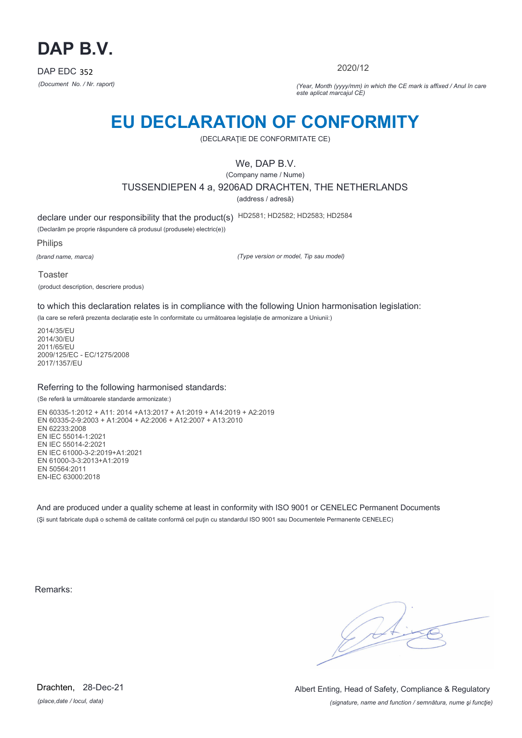# DAP B.V.

DAP EDC 352

*(Document No. / Nr. raport)*

2020/12

*(Year, Month (yyyy/mm) in which the CE mark is affixed / Anul în care este aplicat marcajul CE)*

# EU DECLARATION OF CONFORMITY

(DECLARAŢIE DE CONFORMITATE CE)

We, DAP B.V.

(Company name / Nume)

TUSSENDIEPEN 4 a, 9206AD DRACHTEN, THE NETHERLANDS

(address / adresă)

declare under our responsibility that the product(s) HD2581; HD2582; HD2583; HD2584

(Declarăm pe proprie răspundere că produsul (produsele) electric(e))

Philips

*(brand name, marca)*

*(Type version or model, Tip sau model)*

Toaster

(product description, descriere produs)

to which this declaration relates is in compliance with the following Union harmonisation legislation:

(la care se referă prezenta declaraţie este în conformitate cu următoarea legislaţie de armonizare a Uniunii:)

2014/35/EU
2014/30/EU
2011/65/EU
2009/125/EC - EC/1275/2008
2017/1357/EU

## Referring to the following harmonised standards:

(Se referă la următoarele standarde armonizate:)

EN 60335-1:2012 + A11: 2014 +A13:2017 + A1:2019 + A14:2019 + A2:2019
EN 60335-2-9:2003 + A1:2004 + A2:2006 + A12:2007 + A13:2010
EN 62233:2008
EN IEC 55014-1:2021
EN IEC 55014-2:2021
EN IEC 61000-3-2:2019+A1:2021
EN 61000-3-3:2013+A1:2019
EN 50564:2011
EN-IEC 63000:2018

And are produced under a quality scheme at least in conformity with ISO 9001 or CENELEC Permanent Documents

(Şi sunt fabricate după o schemă de calitate conformă cel puţin cu standardul ISO 9001 sau Documentele Permanente CENELEC)

Remarks:

Drachten, 28-Dec-21

*(place,date / locul, data)*

Albert Enting, Head of Safety, Compliance & Regulatory

*(signature, name and function / semnătura, nume şi funcţie)*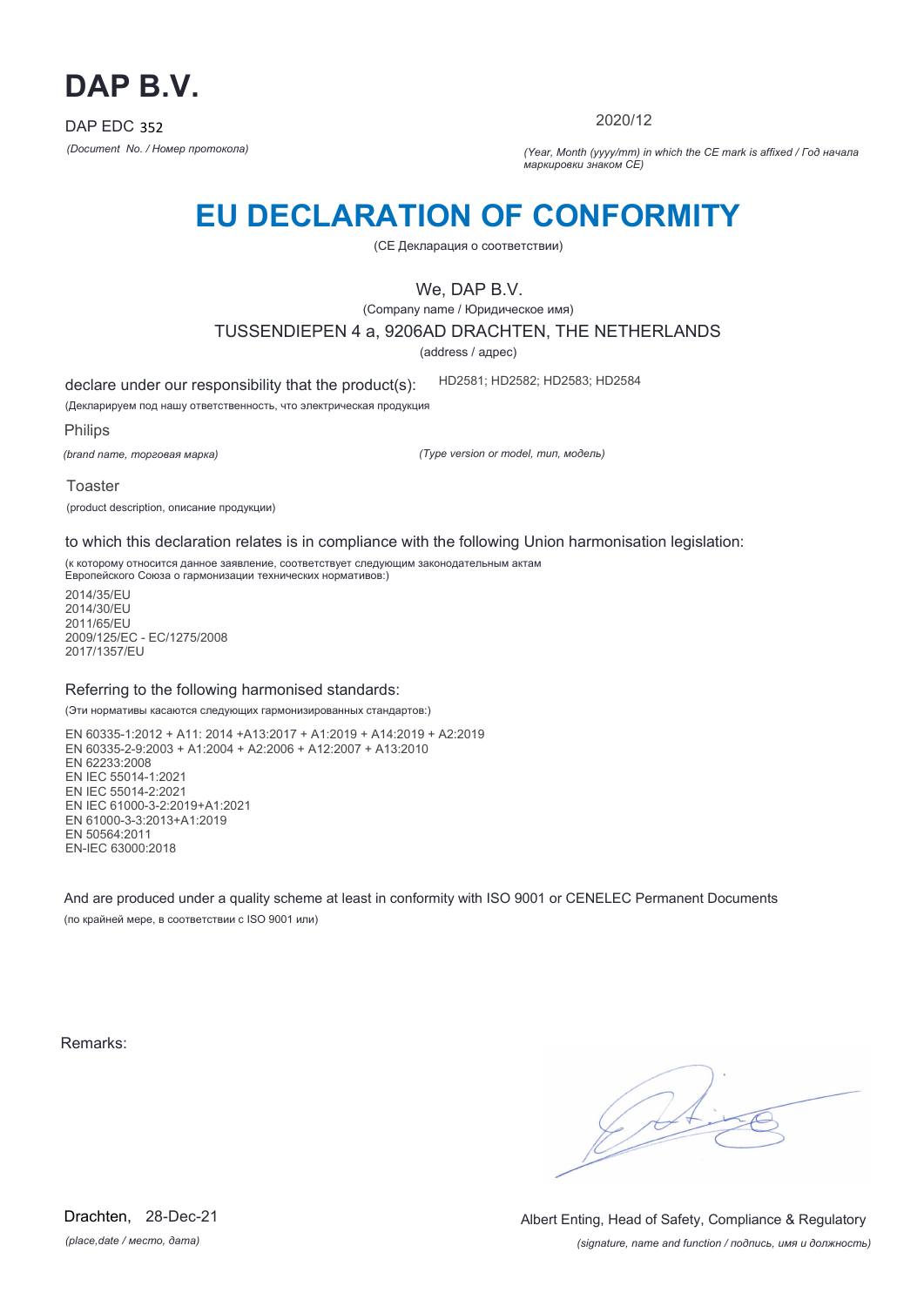# DAP B.V.

DAP EDC 352

*(Document No. / Номер протокола)*

2020/12

*(Year, Month (yyyy/mm) in which the CE mark is affixed / Год начала маркировки знаком CE)*

# EU DECLARATION OF CONFORMITY

(CE Декларация о соответствии)

We, DAP B.V.

(Company name / Юридическое имя)

TUSSENDIEPEN 4 a, 9206AD DRACHTEN, THE NETHERLANDS

(address / адрес)

declare under our responsibility that the product(s): HD2581; HD2582; HD2583; HD2584

(Декларируем под нашу ответственность, что электрическая продукция

Philips

*(brand name, торговая марка)*

*(Type version or model, тип, модель)*

Toaster

(product description, описание продукции)

to which this declaration relates is in compliance with the following Union harmonisation legislation:

(к которому относится данное заявление, соответствует следующим законодательным актам Европейского Союза о гармонизации технических нормативов:)

2014/35/EU
2014/30/EU
2011/65/EU
2009/125/EC - EC/1275/2008
2017/1357/EU

Referring to the following harmonised standards:

(Эти нормативы касаются следующих гармонизированных стандартов:)

EN 60335-1:2012 + A11: 2014 +A13:2017 + A1:2019 + A14:2019 + A2:2019
EN 60335-2-9:2003 + A1:2004 + A2:2006 + A12:2007 + A13:2010
EN 62233:2008
EN IEC 55014-1:2021
EN IEC 55014-2:2021
EN IEC 61000-3-2:2019+A1:2021
EN 61000-3-3:2013+A1:2019
EN 50564:2011
EN-IEC 63000:2018

And are produced under a quality scheme at least in conformity with ISO 9001 or CENELEC Permanent Documents

(по крайней мере, в соответствии с ISO 9001 или)

Remarks:

Drachten, 28-Dec-21

*(place,date / место, дата)*

Albert Enting, Head of Safety, Compliance & Regulatory

*(signature, name and function / подпись, имя и должность)*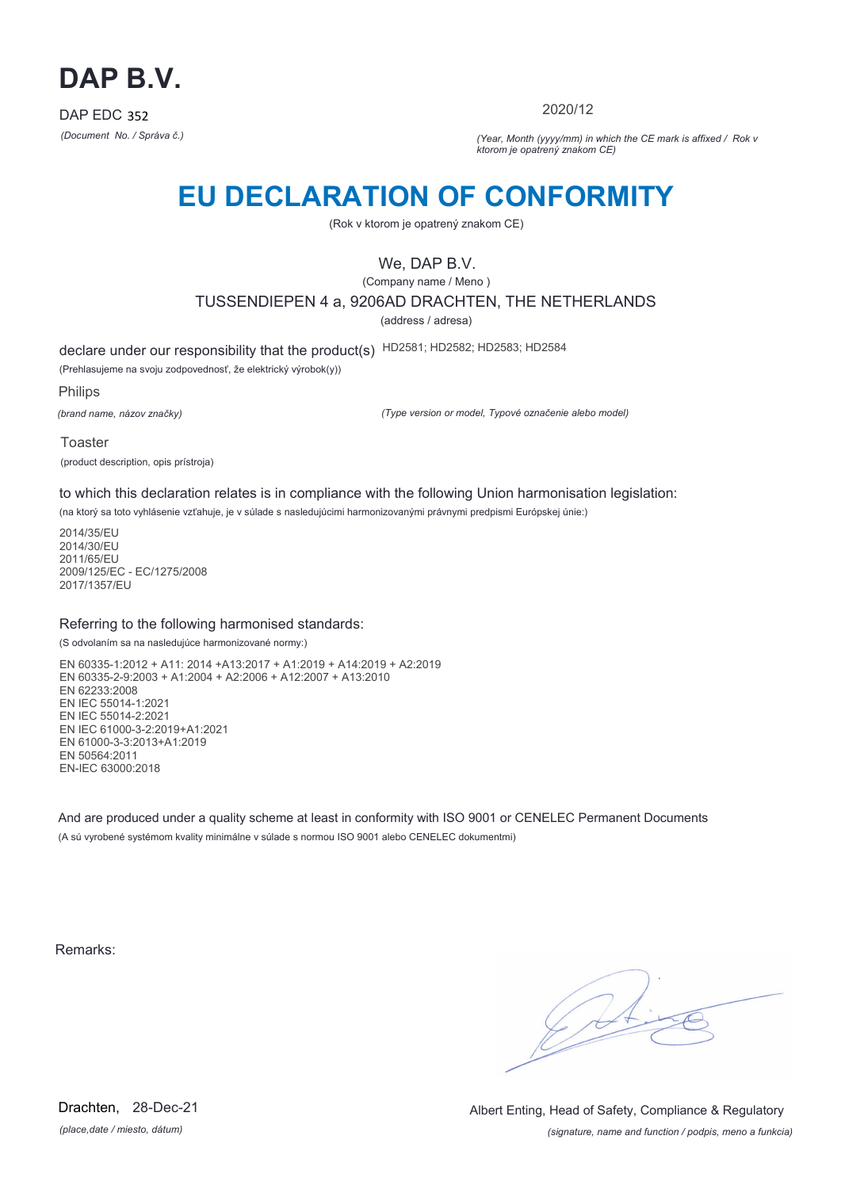# DAP B.V.

DAP EDC 352

*(Document No. / Správa č.)*

2020/12

*(Year, Month (yyyy/mm) in which the CE mark is affixed / Rok v ktorom je opatrený znakom CE)*

# EU DECLARATION OF CONFORMITY

(Rok v ktorom je opatrený znakom CE)

We, DAP B.V.

(Company name / Meno )

TUSSENDIEPEN 4 a, 9206AD DRACHTEN, THE NETHERLANDS

(address / adresa)

declare under our responsibility that the product(s) HD2581; HD2582; HD2583; HD2584

(Prehlasujeme na svoju zodpovednosť, že elektrický výrobok(y))

Philips

*(brand name, názov značky)*

*(Type version or model, Typové označenie alebo model)*

Toaster

(product description, opis prístroja)

to which this declaration relates is in compliance with the following Union harmonisation legislation:

(na ktorý sa toto vyhlásenie vzťahuje, je v súlade s nasledujúcimi harmonizovanými právnymi predpismi Európskej únie:)

2014/35/EU
2014/30/EU
2011/65/EU
2009/125/EC - EC/1275/2008
2017/1357/EU

Referring to the following harmonised standards:

(S odvolaním sa na nasledujúce harmonizované normy:)

EN 60335-1:2012 + A11: 2014 +A13:2017 + A1:2019 + A14:2019 + A2:2019
EN 60335-2-9:2003 + A1:2004 + A2:2006 + A12:2007 + A13:2010
EN 62233:2008
EN IEC 55014-1:2021
EN IEC 55014-2:2021
EN IEC 61000-3-2:2019+A1:2021
EN 61000-3-3:2013+A1:2019
EN 50564:2011
EN-IEC 63000:2018

And are produced under a quality scheme at least in conformity with ISO 9001 or CENELEC Permanent Documents

(A sú vyrobené systémom kvality minimálne v súlade s normou ISO 9001 alebo CENELEC dokumentmi)

Remarks:

Drachten, 28-Dec-21

*(place,date / miesto, dátum)*

Albert Enting, Head of Safety, Compliance & Regulatory

*(signature, name and function / podpis, meno a funkcia)*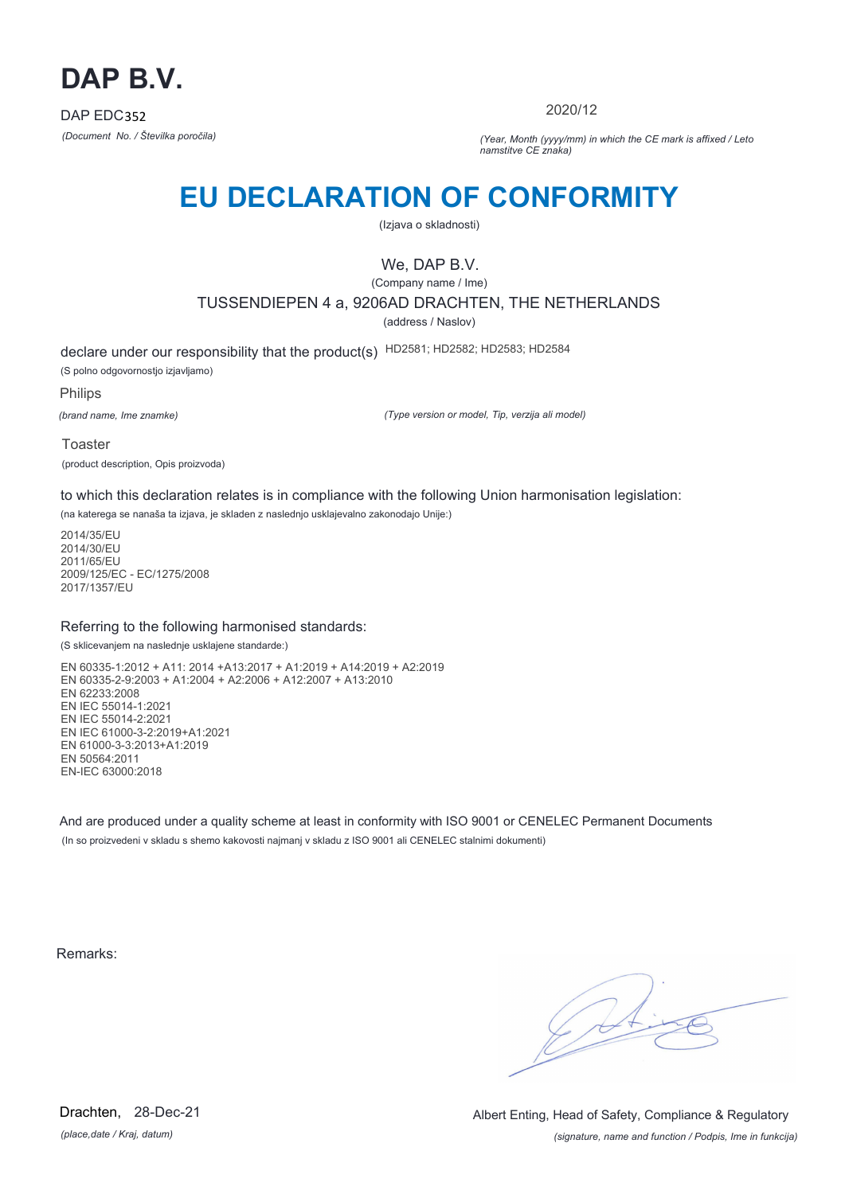# DAP B.V.

DAP EDC352

*(Document No. / Številka poročila)*

2020/12

*(Year, Month (yyyy/mm) in which the CE mark is affixed / Leto namstitve CE znaka)*

# EU DECLARATION OF CONFORMITY

(Izjava o skladnosti)

We, DAP B.V.

(Company name / Ime)

TUSSENDIEPEN 4 a, 9206AD DRACHTEN, THE NETHERLANDS

(address / Naslov)

declare under our responsibility that the product(s) HD2581; HD2582; HD2583; HD2584

(S polno odgovornostjo izjavljamo)

Philips

*(brand name, Ime znamke)*

*(Type version or model, Tip, verzija ali model)*

Toaster

(product description, Opis proizvoda)

to which this declaration relates is in compliance with the following Union harmonisation legislation:

(na katerega se nanaša ta izjava, je skladen z naslednjo usklajevalno zakonodajo Unije:)

2014/35/EU
2014/30/EU
2011/65/EU
2009/125/EC - EC/1275/2008
2017/1357/EU

Referring to the following harmonised standards:

(S sklicevanjem na naslednje usklajene standarde:)

EN 60335-1:2012 + A11: 2014 +A13:2017 + A1:2019 + A14:2019 + A2:2019
EN 60335-2-9:2003 + A1:2004 + A2:2006 + A12:2007 + A13:2010
EN 62233:2008
EN IEC 55014-1:2021
EN IEC 55014-2:2021
EN IEC 61000-3-2:2019+A1:2021
EN 61000-3-3:2013+A1:2019
EN 50564:2011
EN-IEC 63000:2018

And are produced under a quality scheme at least in conformity with ISO 9001 or CENELEC Permanent Documents

(In so proizvedeni v skladu s shemo kakovosti najmanj v skladu z ISO 9001 ali CENELEC stalnimi dokumenti)

Remarks:

Drachten, 28-Dec-21

*(place,date / Kraj, datum)*

Albert Enting, Head of Safety, Compliance & Regulatory

*(signature, name and function / Podpis, Ime in funkcija)*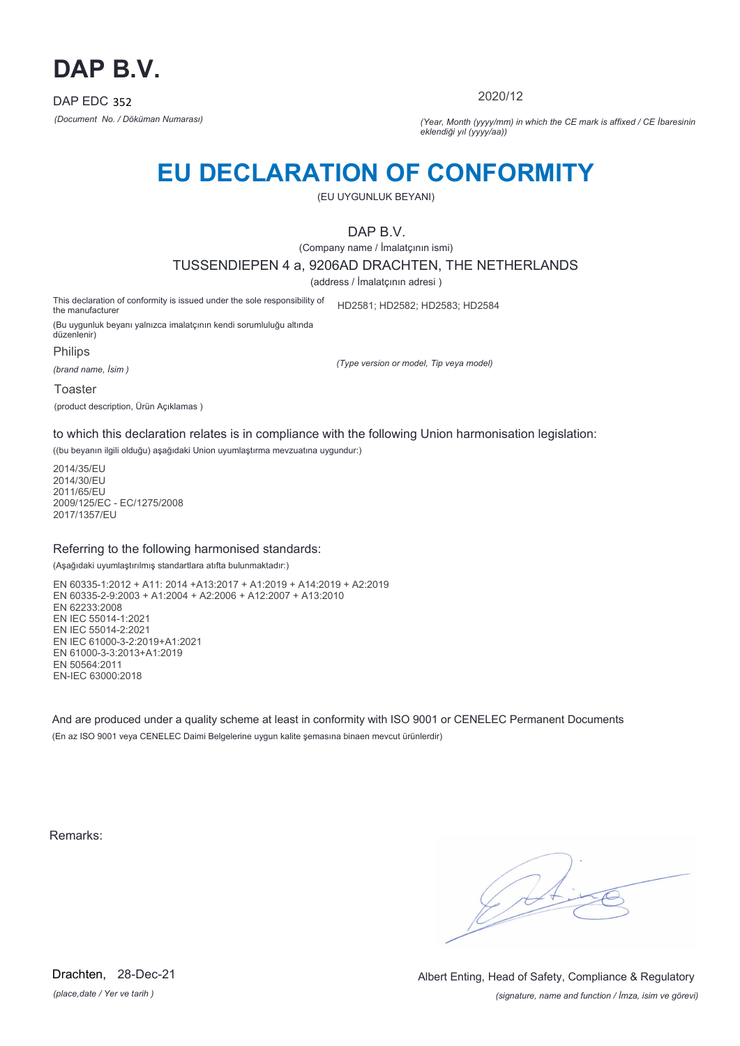# DAP B.V.

DAP EDC 352

*(Document No. / Döküman Numarası)*

2020/12

*(Year, Month (yyyy/mm) in which the CE mark is affixed / CE İbaresinin eklendiği yıl (yyyy/aa))*

# EU DECLARATION OF CONFORMITY

(EU UYGUNLUK BEYANI)

DAP B.V.

(Company name / İmalatçının ismi)

TUSSENDIEPEN 4 a, 9206AD DRACHTEN, THE NETHERLANDS

(address / İmalatçının adresi )

This declaration of conformity is issued under the sole responsibility of the manufacturer

(Bu uygunluk beyanı yalnızca imalatçının kendi sorumluluğu altında düzenlenir)

HD2581; HD2582; HD2583; HD2584

*(Type version or model, Tip veya model)*

Philips

*(brand name, İsim )*

Toaster

(product description, Ürün Açıklamas )

to which this declaration relates is in compliance with the following Union harmonisation legislation:

((bu beyanın ilgili olduğu) aşağıdaki Union uyumlaştırma mevzuatına uygundur:)

2014/35/EU
2014/30/EU
2011/65/EU
2009/125/EC - EC/1275/2008
2017/1357/EU

Referring to the following harmonised standards:

(Aşağıdaki uyumlaştırılmış standartlara atıfta bulunmaktadır:)

EN 60335-1:2012 + A11: 2014 +A13:2017 + A1:2019 + A14:2019 + A2:2019
EN 60335-2-9:2003 + A1:2004 + A2:2006 + A12:2007 + A13:2010
EN 62233:2008
EN IEC 55014-1:2021
EN IEC 55014-2:2021
EN IEC 61000-3-2:2019+A1:2021
EN 61000-3-3:2013+A1:2019
EN 50564:2011
EN-IEC 63000:2018

And are produced under a quality scheme at least in conformity with ISO 9001 or CENELEC Permanent Documents

(En az ISO 9001 veya CENELEC Daimi Belgelerine uygun kalite şemasına binaen mevcut ürünlerdir)

Remarks:

Drachten, 28-Dec-21

*(place,date / Yer ve tarih )*

Albert Enting, Head of Safety, Compliance & Regulatory

*(signature, name and function / İmza, isim ve görevi)*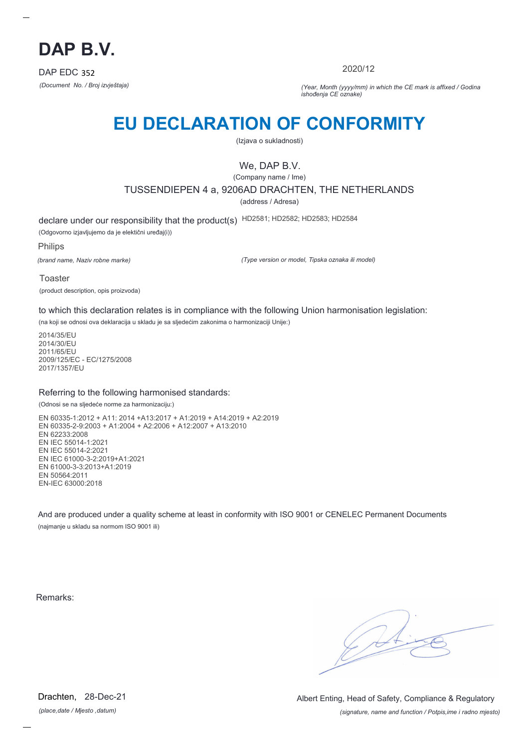# DAP B.V.

DAP EDC 352

*(Document No. / Broj izvještaja)*

2020/12

*(Year, Month (yyyy/mm) in which the CE mark is affixed / Godina ishođenja CE oznake)*

# EU DECLARATION OF CONFORMITY

(Izjava o sukladnosti)

We, DAP B.V.

(Company name / Ime)

TUSSENDIEPEN 4 a, 9206AD DRACHTEN, THE NETHERLANDS

(address / Adresa)

declare under our responsibility that the product(s) HD2581; HD2582; HD2583; HD2584

(Odgovorno izjavljujemo da je elektični uređaj(i))

Philips

*(brand name, Naziv robne marke)*

*(Type version or model, Tipska oznaka ili model)*

Toaster

(product description, opis proizvoda)

to which this declaration relates is in compliance with the following Union harmonisation legislation:

(na koji se odnosi ova deklaracija u skladu je sa sljedećim zakonima o harmonizaciji Unije:)

2014/35/EU
2014/30/EU
2011/65/EU
2009/125/EC - EC/1275/2008
2017/1357/EU

Referring to the following harmonised standards:

(Odnosi se na sljedeće norme za harmonizaciju:)

EN 60335-1:2012 + A11: 2014 +A13:2017 + A1:2019 + A14:2019 + A2:2019
EN 60335-2-9:2003 + A1:2004 + A2:2006 + A12:2007 + A13:2010
EN 62233:2008
EN IEC 55014-1:2021
EN IEC 55014-2:2021
EN IEC 61000-3-2:2019+A1:2021
EN 61000-3-3:2013+A1:2019
EN 50564:2011
EN-IEC 63000:2018

And are produced under a quality scheme at least in conformity with ISO 9001 or CENELEC Permanent Documents

(najmanje u skladu sa normom ISO 9001 ili)

Remarks:

Drachten, 28-Dec-21

*(place,date / Mjesto ,datum)*

Albert Enting, Head of Safety, Compliance & Regulatory

*(signature, name and function / Potpis,ime i radno mjesto)*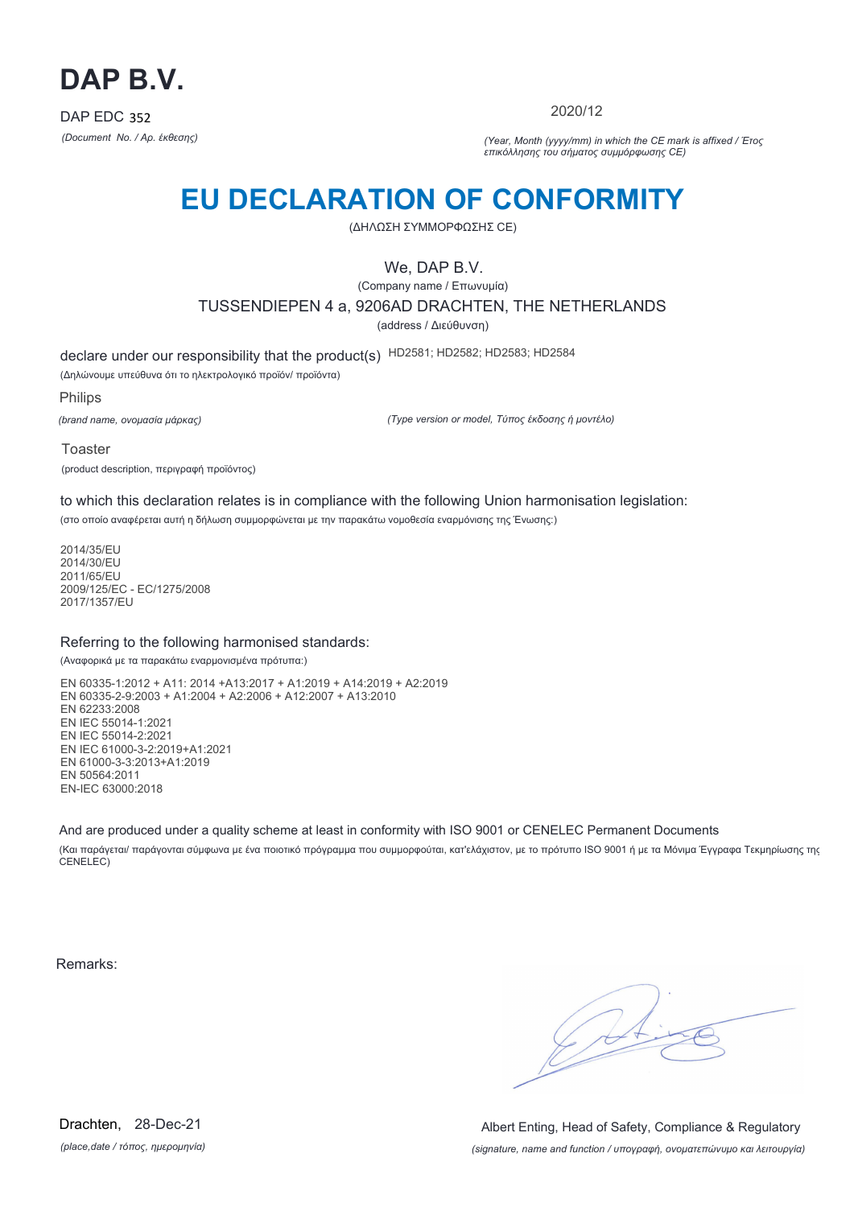# DAP B.V.

DAP EDC 352

*(Document No. / Αρ. έκθεσης)*

2020/12

*(Year, Month (yyyy/mm) in which the CE mark is affixed / Έτος επικόλλησης του σήματος συμμόρφωσης CE)*

## EU DECLARATION OF CONFORMITY

(ΔΗΛΩΣΗ ΣΥΜΜΟΡΦΩΣΗΣ CE)

We, DAP B.V.

(Company name / Επωνυμία)

TUSSENDIEPEN 4 a, 9206AD DRACHTEN, THE NETHERLANDS

(address / Διεύθυνση)

declare under our responsibility that the product(s) HD2581; HD2582; HD2583; HD2584

(Δηλώνουμε υπεύθυνα ότι το ηλεκτρολογικό προϊόν/ προϊόντα)

Philips

*(brand name, ονομασία μάρκας)*

*(Type version or model, Τύπος έκδοσης ή μοντέλο)*

Toaster

(product description, περιγραφή προϊόντος)

to which this declaration relates is in compliance with the following Union harmonisation legislation:

(στο οποίο αναφέρεται αυτή η δήλωση συμμορφώνεται με την παρακάτω νομοθεσία εναρμόνισης της Ένωσης:)

2014/35/EU
2014/30/EU
2011/65/EU
2009/125/EC - EC/1275/2008
2017/1357/EU

Referring to the following harmonised standards:

(Αναφορικά με τα παρακάτω εναρμονισμένα πρότυπα:)

EN 60335-1:2012 + A11: 2014 +A13:2017 + A1:2019 + A14:2019 + A2:2019
EN 60335-2-9:2003 + A1:2004 + A2:2006 + A12:2007 + A13:2010
EN 62233:2008
EN IEC 55014-1:2021
EN IEC 55014-2:2021
EN IEC 61000-3-2:2019+A1:2021
EN 61000-3-3:2013+A1:2019
EN 50564:2011
EN-IEC 63000:2018

And are produced under a quality scheme at least in conformity with ISO 9001 or CENELEC Permanent Documents

(Και παράγεται/ παράγονται σύμφωνα με ένα ποιοτικό πρόγραμμα που συμμορφούται, κατ'ελάχιστον, με το πρότυπο ISO 9001 ή με τα Μόνιμα Έγγραφα Τεκμηρίωσης της CENELEC)

Remarks:

Drachten, 28-Dec-21

*(place,date / τόπος, ημερομηνία)*

Albert Enting, Head of Safety, Compliance & Regulatory

*(signature, name and function / υπογραφή, ονοματεπώνυμο και λειτουργία)*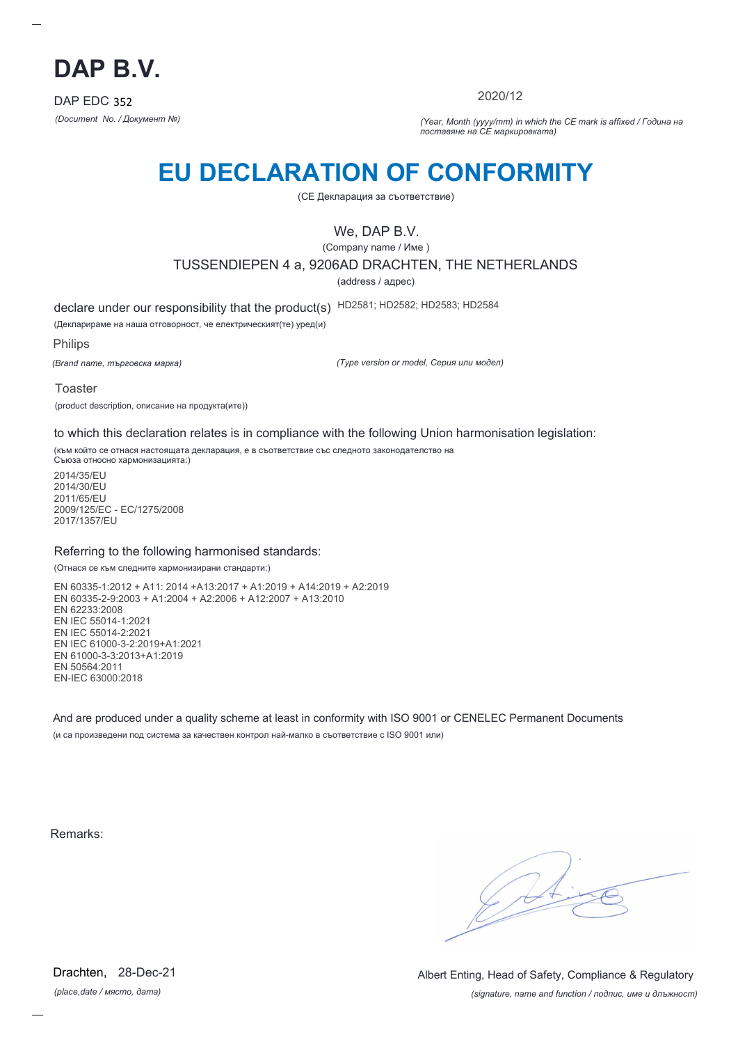# DAP B.V.

DAP EDC 352

*(Document No. / Документ №)*

2020/12

*(Year, Month (yyyy/mm) in which the CE mark is affixed / Година на поставяне на CE маркировката)*

# EU DECLARATION OF CONFORMITY

(CE Декларация за съответствие)

We, DAP B.V.

(Company name / Име )

TUSSENDIEPEN 4 a, 9206AD DRACHTEN, THE NETHERLANDS

(address / адрес)

declare under our responsibility that the product(s) HD2581; HD2582; HD2583; HD2584

(Декларираме на наша отговорност, че електрическият(те) уред(и)

Philips

*(Brand name, търговска марка)*

*(Type version or model, Серия или модел)*

Toaster

(product description, описание на продукта(ите))

to which this declaration relates is in compliance with the following Union harmonisation legislation:

(към който се отнася настоящата декларация, е в съответствие със следното законодателство на Съюза относно хармонизацията:)

2014/35/EU
2014/30/EU
2011/65/EU
2009/125/EC - EC/1275/2008
2017/1357/EU

Referring to the following harmonised standards:

(Отнася се към следните хармонизирани стандарти:)

EN 60335-1:2012 + A11: 2014 +A13:2017 + A1:2019 + A14:2019 + A2:2019
EN 60335-2-9:2003 + A1:2004 + A2:2006 + A12:2007 + A13:2010
EN 62233:2008
EN IEC 55014-1:2021
EN IEC 55014-2:2021
EN IEC 61000-3-2:2019+A1:2021
EN 61000-3-3:2013+A1:2019
EN 50564:2011
EN-IEC 63000:2018

And are produced under a quality scheme at least in conformity with ISO 9001 or CENELEC Permanent Documents

(и са произведени под система за качествен контрол най-малко в съответствие с ISO 9001 или)

Remarks:

Drachten, 28-Dec-21

*(place,date / място, дата)*

Albert Enting, Head of Safety, Compliance & Regulatory

*(signature, name and function / подпис, име и длъжност)*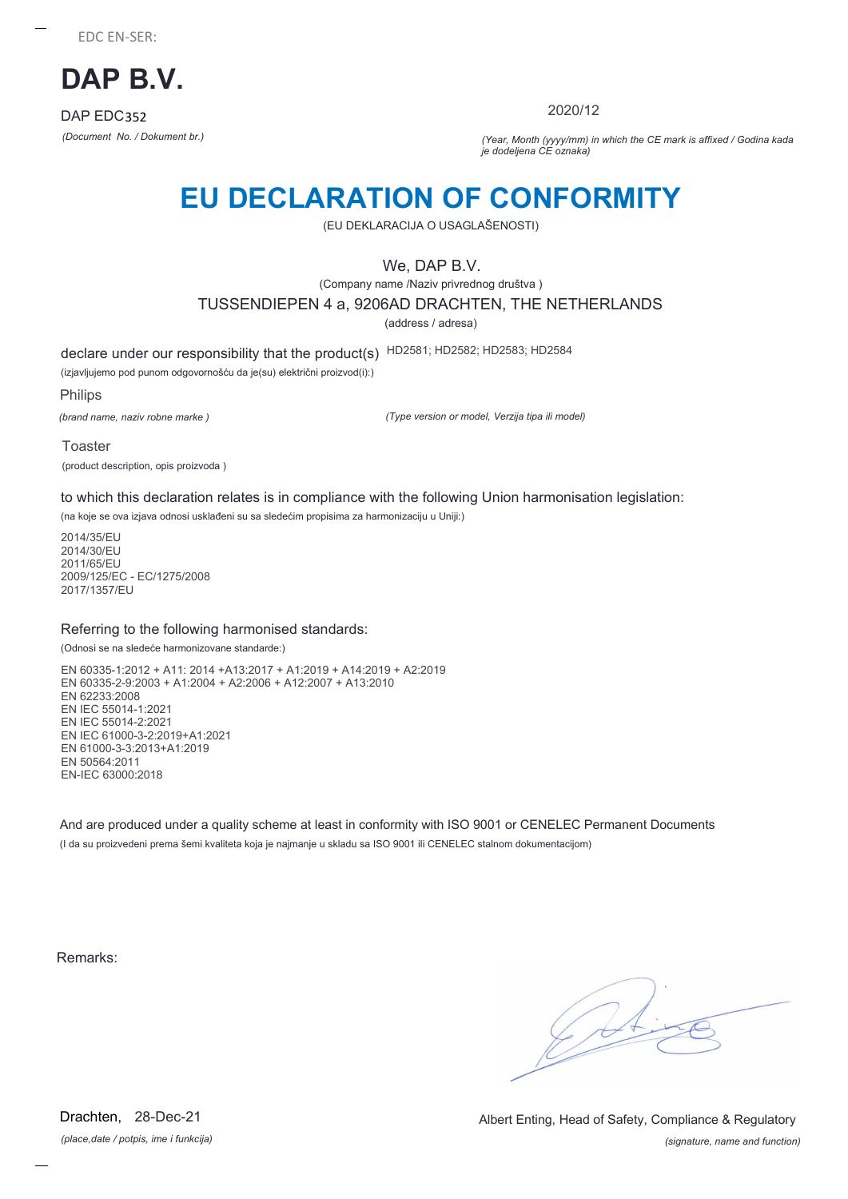EDC EN-SER:

# DAP B.V.

DAP EDC352

*(Document No. / Dokument br.)*

2020/12

*(Year, Month (yyyy/mm) in which the CE mark is affixed / Godina kada je dodeljena CE oznaka)*

# EU DECLARATION OF CONFORMITY

(EU DEKLARACIJA O USAGLAŠENOSTI)

We, DAP B.V.

(Company name /Naziv privrednog društva )

TUSSENDIEPEN 4 a, 9206AD DRACHTEN, THE NETHERLANDS

(address / adresa)

declare under our responsibility that the product(s) HD2581; HD2582; HD2583; HD2584

(izjavljujemo pod punom odgovornošću da je(su) električni proizvod(i):)

Philips

*(brand name, naziv robne marke )*

*(Type version or model, Verzija tipa ili model)*

Toaster

(product description, opis proizvoda )

to which this declaration relates is in compliance with the following Union harmonisation legislation:

(na koje se ova izjava odnosi usklađeni su sa sledećim propisima za harmonizaciju u Uniji:)

2014/35/EU
2014/30/EU
2011/65/EU
2009/125/EC - EC/1275/2008
2017/1357/EU

Referring to the following harmonised standards:

(Odnosi se na sledeće harmonizovane standarde:)

EN 60335-1:2012 + A11: 2014 +A13:2017 + A1:2019 + A14:2019 + A2:2019
EN 60335-2-9:2003 + A1:2004 + A2:2006 + A12:2007 + A13:2010
EN 62233:2008
EN IEC 55014-1:2021
EN IEC 55014-2:2021
EN IEC 61000-3-2:2019+A1:2021
EN 61000-3-3:2013+A1:2019
EN 50564:2011
EN-IEC 63000:2018

And are produced under a quality scheme at least in conformity with ISO 9001 or CENELEC Permanent Documents

(I da su proizvedeni prema šemi kvaliteta koja je najmanje u skladu sa ISO 9001 ili CENELEC stalnom dokumentacijom)

Remarks:

Drachten, 28-Dec-21

*(place,date / potpis, ime i funkcija)*

Albert Enting, Head of Safety, Compliance & Regulatory

*(signature, name and function)*